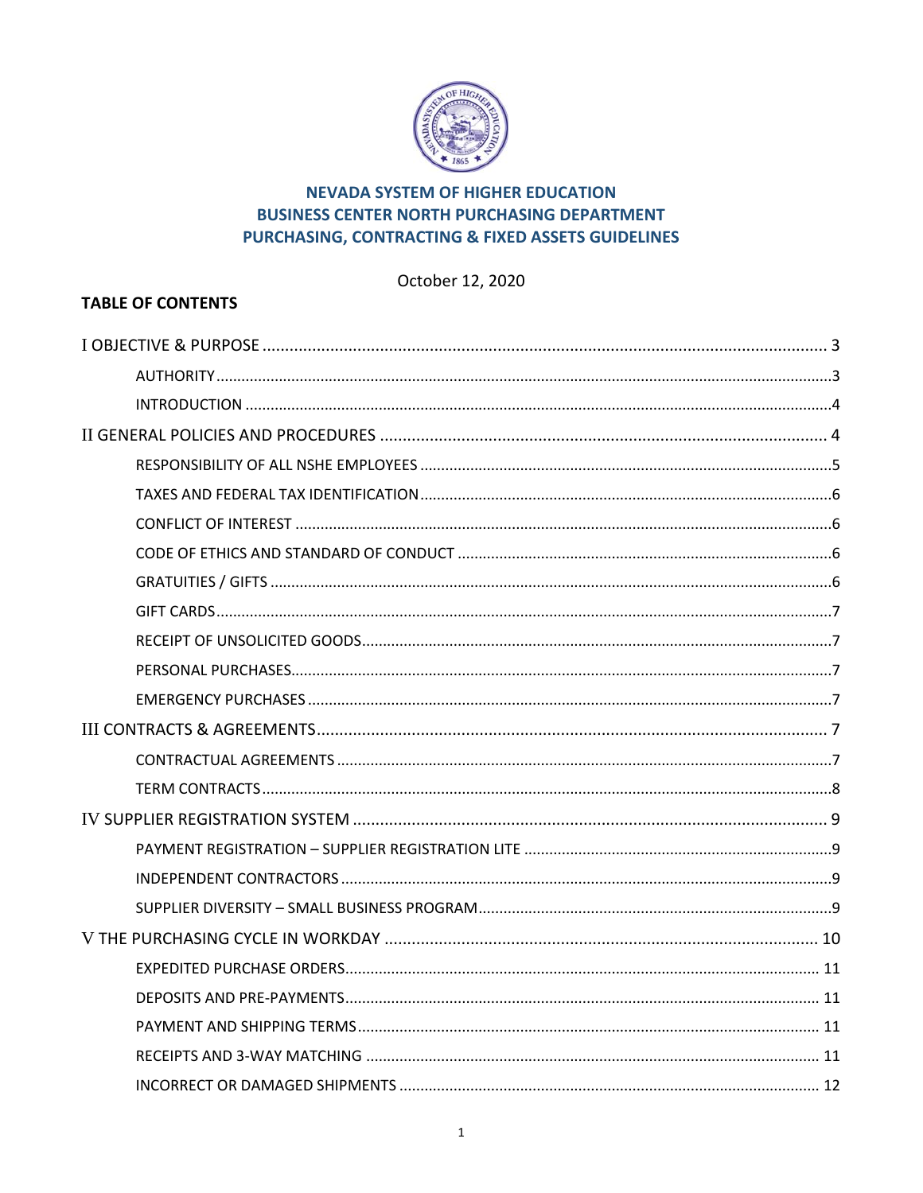# NEVADA SYSTEM OF HIGHER EDUCATION
# BUSINESS CENTER NORTH PURCHASING DEPARTMENT
# PURCHASING, CONTRACTING & FIXED ASSETS GUIDELINES

October 12, 2020

**TABLE OF CONTENTS**

I OBJECTIVE & PURPOSE ........................................................................................................ 3

- AUTHORITY ........................................................................................................................3
- INTRODUCTION ..................................................................................................................4

II GENERAL POLICIES AND PROCEDURES ................................................................................. 4

- RESPONSIBILITY OF ALL NSHE EMPLOYEES .........................................................................5
- TAXES AND FEDERAL TAX IDENTIFICATION ..........................................................................6
- CONFLICT OF INTEREST ......................................................................................................6
- CODE OF ETHICS AND STANDARD OF CONDUCT .................................................................6
- GRATUITIES / GIFTS ............................................................................................................6
- GIFT CARDS ........................................................................................................................7
- RECEIPT OF UNSOLICITED GOODS .......................................................................................7
- PERSONAL PURCHASES .......................................................................................................7
- EMERGENCY PURCHASES ....................................................................................................7

III CONTRACTS & AGREEMENTS ............................................................................................... 7

- CONTRACTUAL AGREEMENTS .............................................................................................7
- TERM CONTRACTS ...............................................................................................................8

IV SUPPLIER REGISTRATION SYSTEM ....................................................................................... 9

- PAYMENT REGISTRATION – SUPPLIER REGISTRATION LITE .................................................9
- INDEPENDENT CONTRACTORS .............................................................................................9
- SUPPLIER DIVERSITY – SMALL BUSINESS PROGRAM ............................................................9

V THE PURCHASING CYCLE IN WORKDAY ............................................................................... 10

- EXPEDITED PURCHASE ORDERS ......................................................................................... 11
- DEPOSITS AND PRE-PAYMENTS ......................................................................................... 11
- PAYMENT AND SHIPPING TERMS ....................................................................................... 11
- RECEIPTS AND 3-WAY MATCHING ..................................................................................... 11
- INCORRECT OR DAMAGED SHIPMENTS ............................................................................. 12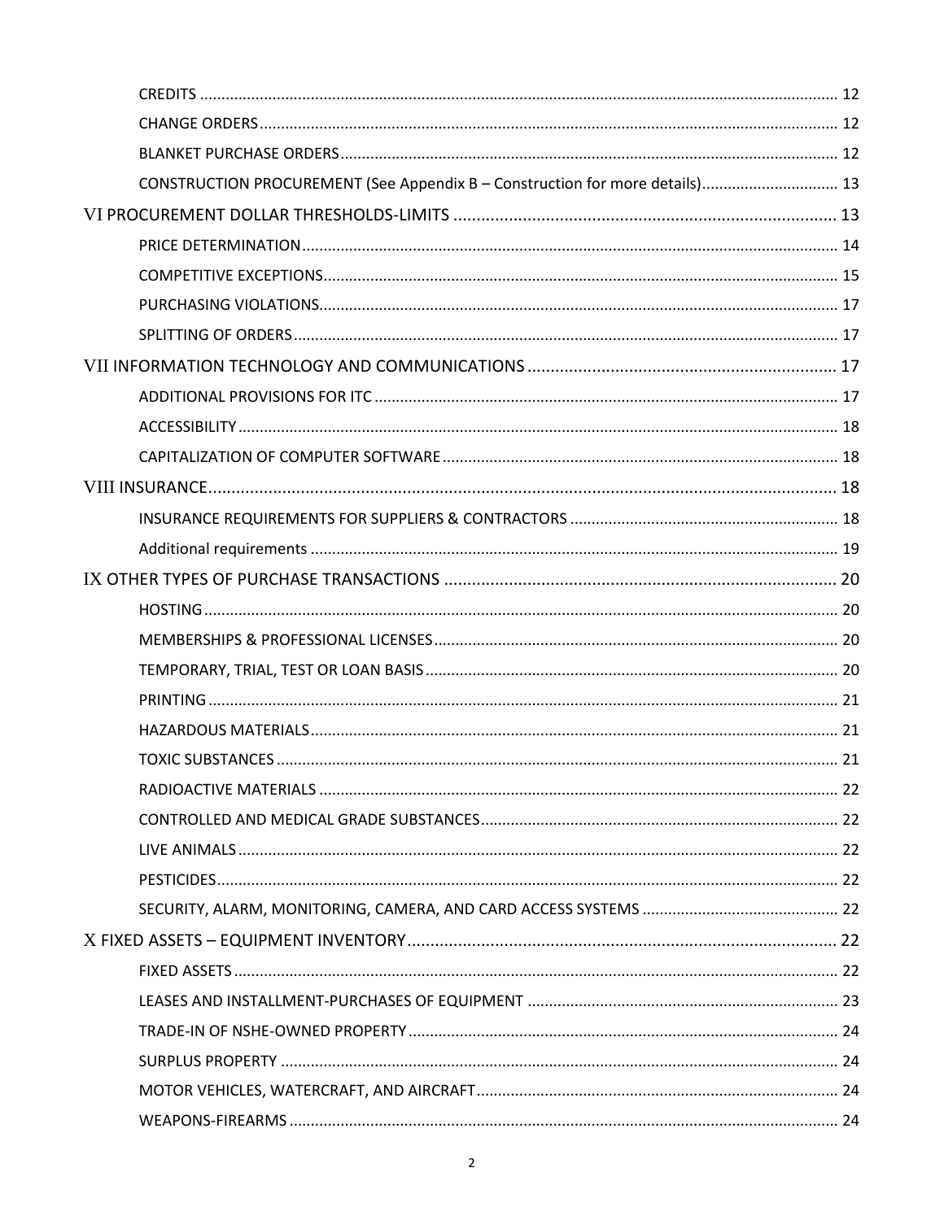- CREDITS ..... 12
- CHANGE ORDERS ..... 12
- BLANKET PURCHASE ORDERS ..... 12
- CONSTRUCTION PROCUREMENT (See Appendix B – Construction for more details) ..... 13

VI PROCUREMENT DOLLAR THRESHOLDS-LIMITS ..... 13

- PRICE DETERMINATION ..... 14
- COMPETITIVE EXCEPTIONS ..... 15
- PURCHASING VIOLATIONS ..... 17
- SPLITTING OF ORDERS ..... 17

VII INFORMATION TECHNOLOGY AND COMMUNICATIONS ..... 17

- ADDITIONAL PROVISIONS FOR ITC ..... 17
- ACCESSIBILITY ..... 18
- CAPITALIZATION OF COMPUTER SOFTWARE ..... 18

VIII INSURANCE ..... 18

- INSURANCE REQUIREMENTS FOR SUPPLIERS & CONTRACTORS ..... 18
- Additional requirements ..... 19

IX OTHER TYPES OF PURCHASE TRANSACTIONS ..... 20

- HOSTING ..... 20
- MEMBERSHIPS & PROFESSIONAL LICENSES ..... 20
- TEMPORARY, TRIAL, TEST OR LOAN BASIS ..... 20
- PRINTING ..... 21
- HAZARDOUS MATERIALS ..... 21
- TOXIC SUBSTANCES ..... 21
- RADIOACTIVE MATERIALS ..... 22
- CONTROLLED AND MEDICAL GRADE SUBSTANCES ..... 22
- LIVE ANIMALS ..... 22
- PESTICIDES ..... 22
- SECURITY, ALARM, MONITORING, CAMERA, AND CARD ACCESS SYSTEMS ..... 22

X FIXED ASSETS – EQUIPMENT INVENTORY ..... 22

- FIXED ASSETS ..... 22
- LEASES AND INSTALLMENT-PURCHASES OF EQUIPMENT ..... 23
- TRADE-IN OF NSHE-OWNED PROPERTY ..... 24
- SURPLUS PROPERTY ..... 24
- MOTOR VEHICLES, WATERCRAFT, AND AIRCRAFT ..... 24
- WEAPONS-FIREARMS ..... 24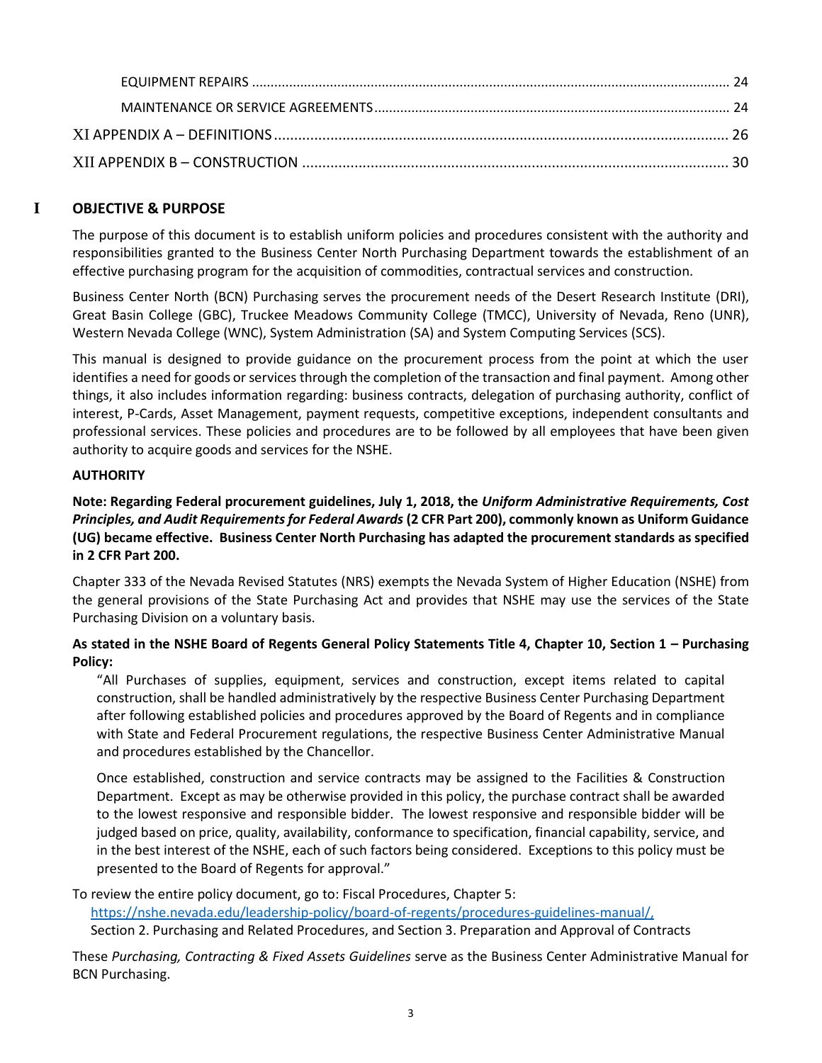EQUIPMENT REPAIRS ........................................................................................................................ 24

MAINTENANCE OR SERVICE AGREEMENTS ................................................................................ 24

XI APPENDIX A – DEFINITIONS ........................................................................................................... 26

XII APPENDIX B – CONSTRUCTION ..................................................................................................... 30

# I OBJECTIVE & PURPOSE

The purpose of this document is to establish uniform policies and procedures consistent with the authority and responsibilities granted to the Business Center North Purchasing Department towards the establishment of an effective purchasing program for the acquisition of commodities, contractual services and construction.

Business Center North (BCN) Purchasing serves the procurement needs of the Desert Research Institute (DRI), Great Basin College (GBC), Truckee Meadows Community College (TMCC), University of Nevada, Reno (UNR), Western Nevada College (WNC), System Administration (SA) and System Computing Services (SCS).

This manual is designed to provide guidance on the procurement process from the point at which the user identifies a need for goods or services through the completion of the transaction and final payment. Among other things, it also includes information regarding: business contracts, delegation of purchasing authority, conflict of interest, P-Cards, Asset Management, payment requests, competitive exceptions, independent consultants and professional services. These policies and procedures are to be followed by all employees that have been given authority to acquire goods and services for the NSHE.

**AUTHORITY**

**Note: Regarding Federal procurement guidelines, July 1, 2018, the *Uniform Administrative Requirements, Cost Principles, and Audit Requirements for Federal Awards* (2 CFR Part 200), commonly known as Uniform Guidance (UG) became effective. Business Center North Purchasing has adapted the procurement standards as specified in 2 CFR Part 200.**

Chapter 333 of the Nevada Revised Statutes (NRS) exempts the Nevada System of Higher Education (NSHE) from the general provisions of the State Purchasing Act and provides that NSHE may use the services of the State Purchasing Division on a voluntary basis.

**As stated in the NSHE Board of Regents General Policy Statements Title 4, Chapter 10, Section 1 – Purchasing Policy:**

> "All Purchases of supplies, equipment, services and construction, except items related to capital construction, shall be handled administratively by the respective Business Center Purchasing Department after following established policies and procedures approved by the Board of Regents and in compliance with State and Federal Procurement regulations, the respective Business Center Administrative Manual and procedures established by the Chancellor.
>
> Once established, construction and service contracts may be assigned to the Facilities & Construction Department. Except as may be otherwise provided in this policy, the purchase contract shall be awarded to the lowest responsive and responsible bidder. The lowest responsive and responsible bidder will be judged based on price, quality, availability, conformance to specification, financial capability, service, and in the best interest of the NSHE, each of such factors being considered. Exceptions to this policy must be presented to the Board of Regents for approval."

To review the entire policy document, go to: Fiscal Procedures, Chapter 5:
https://nshe.nevada.edu/leadership-policy/board-of-regents/procedures-guidelines-manual/,
Section 2. Purchasing and Related Procedures, and Section 3. Preparation and Approval of Contracts

These *Purchasing, Contracting & Fixed Assets Guidelines* serve as the Business Center Administrative Manual for BCN Purchasing.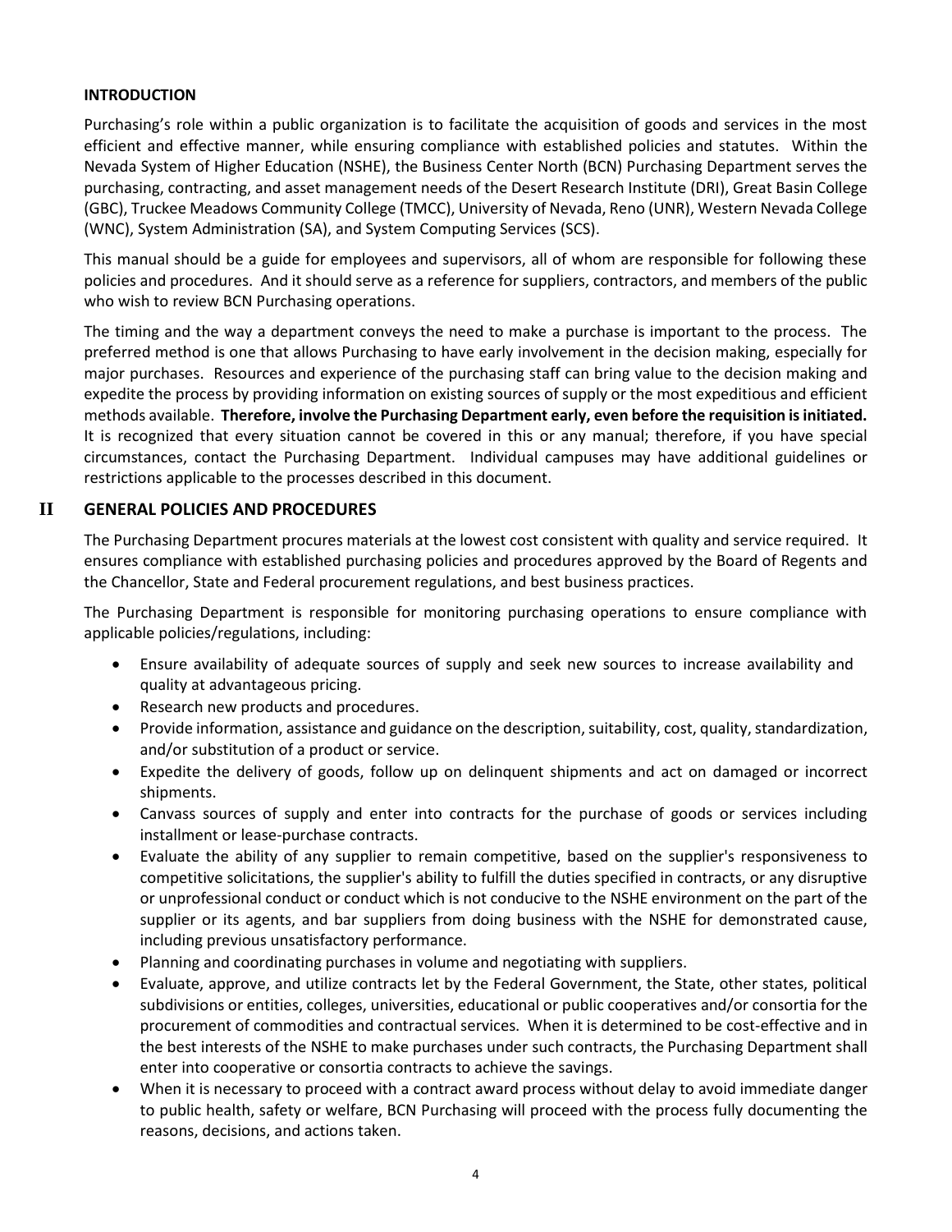## INTRODUCTION

Purchasing's role within a public organization is to facilitate the acquisition of goods and services in the most efficient and effective manner, while ensuring compliance with established policies and statutes. Within the Nevada System of Higher Education (NSHE), the Business Center North (BCN) Purchasing Department serves the purchasing, contracting, and asset management needs of the Desert Research Institute (DRI), Great Basin College (GBC), Truckee Meadows Community College (TMCC), University of Nevada, Reno (UNR), Western Nevada College (WNC), System Administration (SA), and System Computing Services (SCS).

This manual should be a guide for employees and supervisors, all of whom are responsible for following these policies and procedures. And it should serve as a reference for suppliers, contractors, and members of the public who wish to review BCN Purchasing operations.

The timing and the way a department conveys the need to make a purchase is important to the process. The preferred method is one that allows Purchasing to have early involvement in the decision making, especially for major purchases. Resources and experience of the purchasing staff can bring value to the decision making and expedite the process by providing information on existing sources of supply or the most expeditious and efficient methods available. **Therefore, involve the Purchasing Department early, even before the requisition is initiated.** It is recognized that every situation cannot be covered in this or any manual; therefore, if you have special circumstances, contact the Purchasing Department. Individual campuses may have additional guidelines or restrictions applicable to the processes described in this document.

## II GENERAL POLICIES AND PROCEDURES

The Purchasing Department procures materials at the lowest cost consistent with quality and service required. It ensures compliance with established purchasing policies and procedures approved by the Board of Regents and the Chancellor, State and Federal procurement regulations, and best business practices.

The Purchasing Department is responsible for monitoring purchasing operations to ensure compliance with applicable policies/regulations, including:

- Ensure availability of adequate sources of supply and seek new sources to increase availability and quality at advantageous pricing.
- Research new products and procedures.
- Provide information, assistance and guidance on the description, suitability, cost, quality, standardization, and/or substitution of a product or service.
- Expedite the delivery of goods, follow up on delinquent shipments and act on damaged or incorrect shipments.
- Canvass sources of supply and enter into contracts for the purchase of goods or services including installment or lease-purchase contracts.
- Evaluate the ability of any supplier to remain competitive, based on the supplier's responsiveness to competitive solicitations, the supplier's ability to fulfill the duties specified in contracts, or any disruptive or unprofessional conduct or conduct which is not conducive to the NSHE environment on the part of the supplier or its agents, and bar suppliers from doing business with the NSHE for demonstrated cause, including previous unsatisfactory performance.
- Planning and coordinating purchases in volume and negotiating with suppliers.
- Evaluate, approve, and utilize contracts let by the Federal Government, the State, other states, political subdivisions or entities, colleges, universities, educational or public cooperatives and/or consortia for the procurement of commodities and contractual services. When it is determined to be cost-effective and in the best interests of the NSHE to make purchases under such contracts, the Purchasing Department shall enter into cooperative or consortia contracts to achieve the savings.
- When it is necessary to proceed with a contract award process without delay to avoid immediate danger to public health, safety or welfare, BCN Purchasing will proceed with the process fully documenting the reasons, decisions, and actions taken.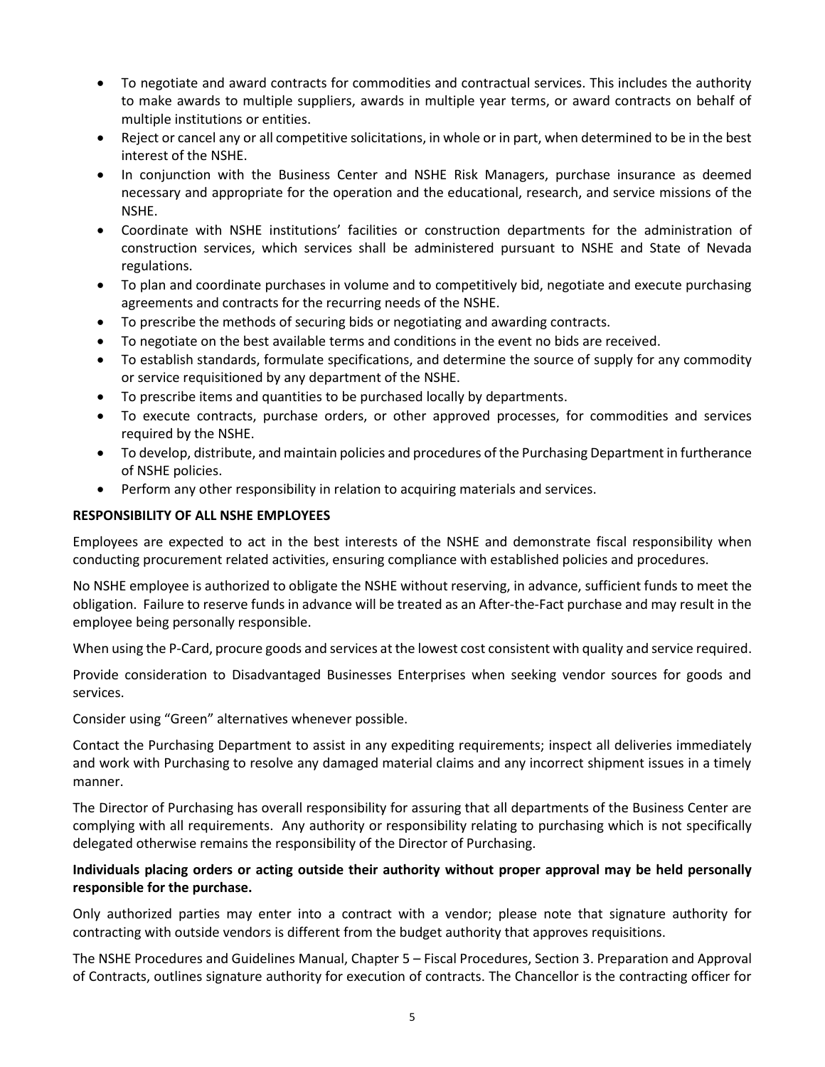- To negotiate and award contracts for commodities and contractual services. This includes the authority to make awards to multiple suppliers, awards in multiple year terms, or award contracts on behalf of multiple institutions or entities.
- Reject or cancel any or all competitive solicitations, in whole or in part, when determined to be in the best interest of the NSHE.
- In conjunction with the Business Center and NSHE Risk Managers, purchase insurance as deemed necessary and appropriate for the operation and the educational, research, and service missions of the NSHE.
- Coordinate with NSHE institutions' facilities or construction departments for the administration of construction services, which services shall be administered pursuant to NSHE and State of Nevada regulations.
- To plan and coordinate purchases in volume and to competitively bid, negotiate and execute purchasing agreements and contracts for the recurring needs of the NSHE.
- To prescribe the methods of securing bids or negotiating and awarding contracts.
- To negotiate on the best available terms and conditions in the event no bids are received.
- To establish standards, formulate specifications, and determine the source of supply for any commodity or service requisitioned by any department of the NSHE.
- To prescribe items and quantities to be purchased locally by departments.
- To execute contracts, purchase orders, or other approved processes, for commodities and services required by the NSHE.
- To develop, distribute, and maintain policies and procedures of the Purchasing Department in furtherance of NSHE policies.
- Perform any other responsibility in relation to acquiring materials and services.

**RESPONSIBILITY OF ALL NSHE EMPLOYEES**

Employees are expected to act in the best interests of the NSHE and demonstrate fiscal responsibility when conducting procurement related activities, ensuring compliance with established policies and procedures.

No NSHE employee is authorized to obligate the NSHE without reserving, in advance, sufficient funds to meet the obligation. Failure to reserve funds in advance will be treated as an After-the-Fact purchase and may result in the employee being personally responsible.

When using the P-Card, procure goods and services at the lowest cost consistent with quality and service required.

Provide consideration to Disadvantaged Businesses Enterprises when seeking vendor sources for goods and services.

Consider using "Green" alternatives whenever possible.

Contact the Purchasing Department to assist in any expediting requirements; inspect all deliveries immediately and work with Purchasing to resolve any damaged material claims and any incorrect shipment issues in a timely manner.

The Director of Purchasing has overall responsibility for assuring that all departments of the Business Center are complying with all requirements. Any authority or responsibility relating to purchasing which is not specifically delegated otherwise remains the responsibility of the Director of Purchasing.

**Individuals placing orders or acting outside their authority without proper approval may be held personally responsible for the purchase.**

Only authorized parties may enter into a contract with a vendor; please note that signature authority for contracting with outside vendors is different from the budget authority that approves requisitions.

The NSHE Procedures and Guidelines Manual, Chapter 5 – Fiscal Procedures, Section 3. Preparation and Approval of Contracts, outlines signature authority for execution of contracts. The Chancellor is the contracting officer for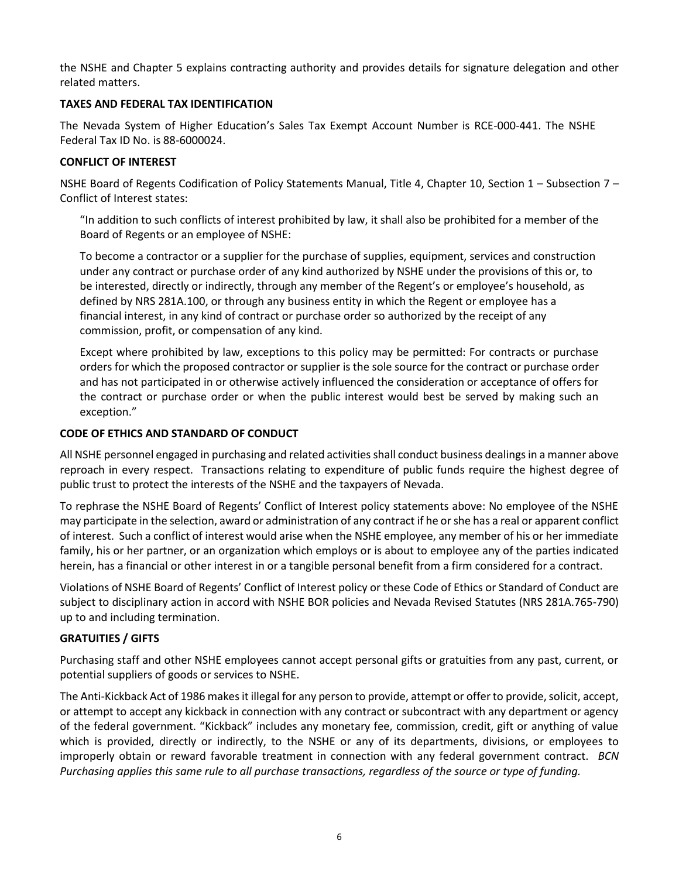the NSHE and Chapter 5 explains contracting authority and provides details for signature delegation and other related matters.

**TAXES AND FEDERAL TAX IDENTIFICATION**

The Nevada System of Higher Education's Sales Tax Exempt Account Number is RCE-000-441. The NSHE Federal Tax ID No. is 88-6000024.

**CONFLICT OF INTEREST**

NSHE Board of Regents Codification of Policy Statements Manual, Title 4, Chapter 10, Section 1 – Subsection 7 – Conflict of Interest states:

> "In addition to such conflicts of interest prohibited by law, it shall also be prohibited for a member of the Board of Regents or an employee of NSHE:
>
> To become a contractor or a supplier for the purchase of supplies, equipment, services and construction under any contract or purchase order of any kind authorized by NSHE under the provisions of this or, to be interested, directly or indirectly, through any member of the Regent's or employee's household, as defined by NRS 281A.100, or through any business entity in which the Regent or employee has a financial interest, in any kind of contract or purchase order so authorized by the receipt of any commission, profit, or compensation of any kind.
>
> Except where prohibited by law, exceptions to this policy may be permitted: For contracts or purchase orders for which the proposed contractor or supplier is the sole source for the contract or purchase order and has not participated in or otherwise actively influenced the consideration or acceptance of offers for the contract or purchase order or when the public interest would best be served by making such an exception."

**CODE OF ETHICS AND STANDARD OF CONDUCT**

All NSHE personnel engaged in purchasing and related activities shall conduct business dealings in a manner above reproach in every respect. Transactions relating to expenditure of public funds require the highest degree of public trust to protect the interests of the NSHE and the taxpayers of Nevada.

To rephrase the NSHE Board of Regents' Conflict of Interest policy statements above: No employee of the NSHE may participate in the selection, award or administration of any contract if he or she has a real or apparent conflict of interest. Such a conflict of interest would arise when the NSHE employee, any member of his or her immediate family, his or her partner, or an organization which employs or is about to employee any of the parties indicated herein, has a financial or other interest in or a tangible personal benefit from a firm considered for a contract.

Violations of NSHE Board of Regents' Conflict of Interest policy or these Code of Ethics or Standard of Conduct are subject to disciplinary action in accord with NSHE BOR policies and Nevada Revised Statutes (NRS 281A.765-790) up to and including termination.

**GRATUITIES / GIFTS**

Purchasing staff and other NSHE employees cannot accept personal gifts or gratuities from any past, current, or potential suppliers of goods or services to NSHE.

The Anti-Kickback Act of 1986 makes it illegal for any person to provide, attempt or offer to provide, solicit, accept, or attempt to accept any kickback in connection with any contract or subcontract with any department or agency of the federal government. "Kickback" includes any monetary fee, commission, credit, gift or anything of value which is provided, directly or indirectly, to the NSHE or any of its departments, divisions, or employees to improperly obtain or reward favorable treatment in connection with any federal government contract. *BCN Purchasing applies this same rule to all purchase transactions, regardless of the source or type of funding.*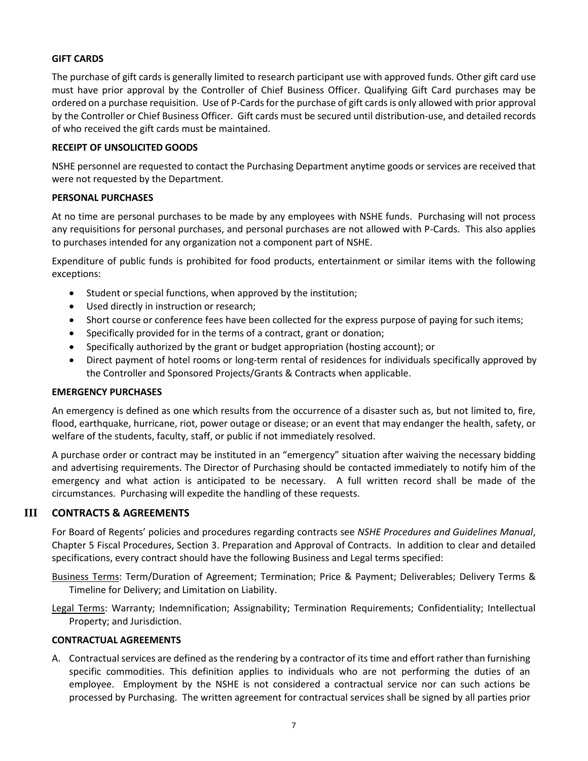### GIFT CARDS

The purchase of gift cards is generally limited to research participant use with approved funds. Other gift card use must have prior approval by the Controller of Chief Business Officer. Qualifying Gift Card purchases may be ordered on a purchase requisition. Use of P-Cards for the purchase of gift cards is only allowed with prior approval by the Controller or Chief Business Officer. Gift cards must be secured until distribution-use, and detailed records of who received the gift cards must be maintained.

### RECEIPT OF UNSOLICITED GOODS

NSHE personnel are requested to contact the Purchasing Department anytime goods or services are received that were not requested by the Department.

### PERSONAL PURCHASES

At no time are personal purchases to be made by any employees with NSHE funds. Purchasing will not process any requisitions for personal purchases, and personal purchases are not allowed with P-Cards. This also applies to purchases intended for any organization not a component part of NSHE.

Expenditure of public funds is prohibited for food products, entertainment or similar items with the following exceptions:

- Student or special functions, when approved by the institution;
- Used directly in instruction or research;
- Short course or conference fees have been collected for the express purpose of paying for such items;
- Specifically provided for in the terms of a contract, grant or donation;
- Specifically authorized by the grant or budget appropriation (hosting account); or
- Direct payment of hotel rooms or long-term rental of residences for individuals specifically approved by the Controller and Sponsored Projects/Grants & Contracts when applicable.

### EMERGENCY PURCHASES

An emergency is defined as one which results from the occurrence of a disaster such as, but not limited to, fire, flood, earthquake, hurricane, riot, power outage or disease; or an event that may endanger the health, safety, or welfare of the students, faculty, staff, or public if not immediately resolved.

A purchase order or contract may be instituted in an "emergency" situation after waiving the necessary bidding and advertising requirements. The Director of Purchasing should be contacted immediately to notify him of the emergency and what action is anticipated to be necessary. A full written record shall be made of the circumstances. Purchasing will expedite the handling of these requests.

## III CONTRACTS & AGREEMENTS

For Board of Regents' policies and procedures regarding contracts see *NSHE Procedures and Guidelines Manual*, Chapter 5 Fiscal Procedures, Section 3. Preparation and Approval of Contracts. In addition to clear and detailed specifications, every contract should have the following Business and Legal terms specified:

Business Terms: Term/Duration of Agreement; Termination; Price & Payment; Deliverables; Delivery Terms & Timeline for Delivery; and Limitation on Liability.

Legal Terms: Warranty; Indemnification; Assignability; Termination Requirements; Confidentiality; Intellectual Property; and Jurisdiction.

### CONTRACTUAL AGREEMENTS

A. Contractual services are defined as the rendering by a contractor of its time and effort rather than furnishing specific commodities. This definition applies to individuals who are not performing the duties of an employee. Employment by the NSHE is not considered a contractual service nor can such actions be processed by Purchasing. The written agreement for contractual services shall be signed by all parties prior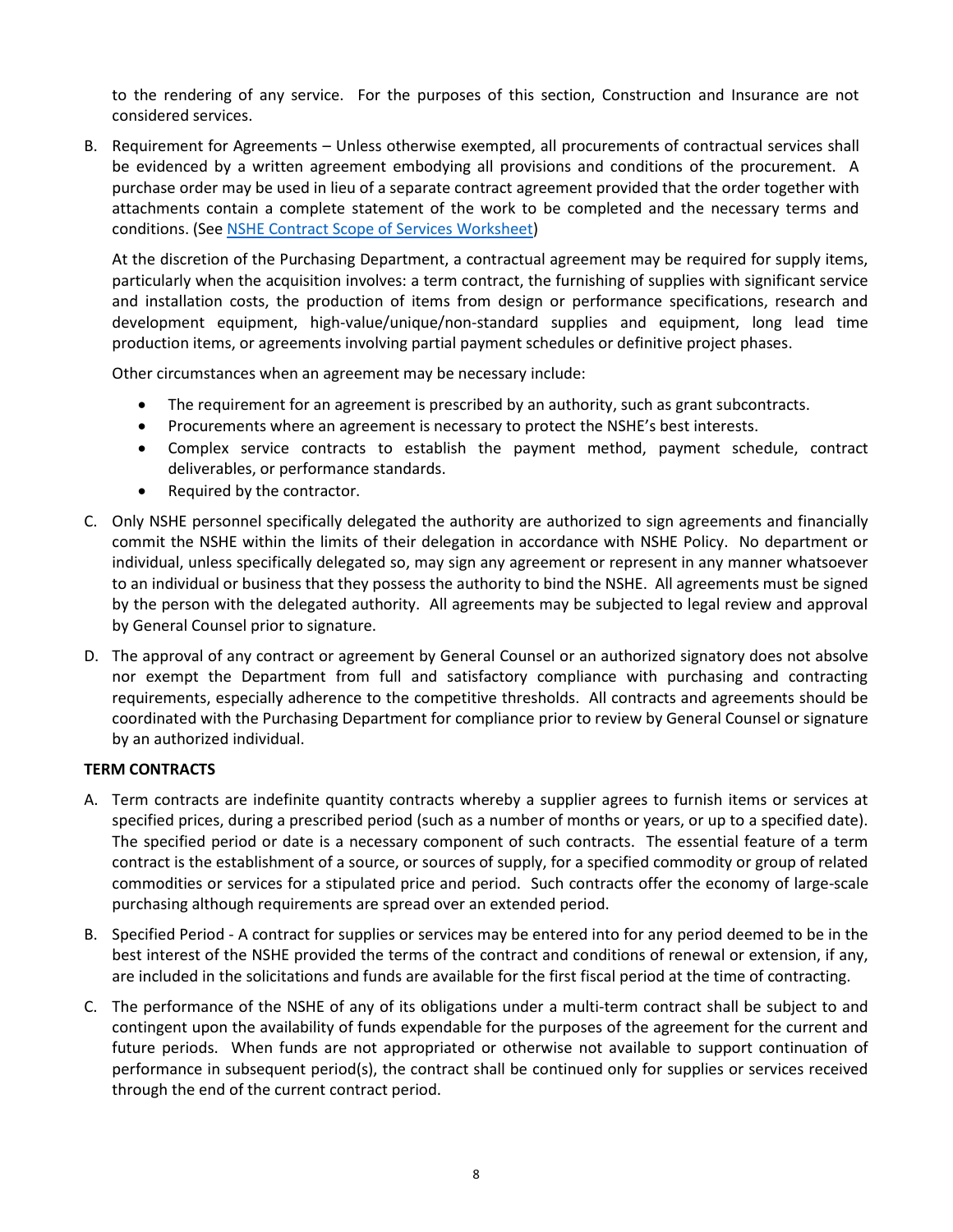to the rendering of any service. For the purposes of this section, Construction and Insurance are not considered services.

B. Requirement for Agreements – Unless otherwise exempted, all procurements of contractual services shall be evidenced by a written agreement embodying all provisions and conditions of the procurement. A purchase order may be used in lieu of a separate contract agreement provided that the order together with attachments contain a complete statement of the work to be completed and the necessary terms and conditions. (See [NSHE Contract Scope of Services Worksheet])

   At the discretion of the Purchasing Department, a contractual agreement may be required for supply items, particularly when the acquisition involves: a term contract, the furnishing of supplies with significant service and installation costs, the production of items from design or performance specifications, research and development equipment, high-value/unique/non-standard supplies and equipment, long lead time production items, or agreements involving partial payment schedules or definitive project phases.

   Other circumstances when an agreement may be necessary include:

   - The requirement for an agreement is prescribed by an authority, such as grant subcontracts.
   - Procurements where an agreement is necessary to protect the NSHE's best interests.
   - Complex service contracts to establish the payment method, payment schedule, contract deliverables, or performance standards.
   - Required by the contractor.

C. Only NSHE personnel specifically delegated the authority are authorized to sign agreements and financially commit the NSHE within the limits of their delegation in accordance with NSHE Policy. No department or individual, unless specifically delegated so, may sign any agreement or represent in any manner whatsoever to an individual or business that they possess the authority to bind the NSHE. All agreements must be signed by the person with the delegated authority. All agreements may be subjected to legal review and approval by General Counsel prior to signature.

D. The approval of any contract or agreement by General Counsel or an authorized signatory does not absolve nor exempt the Department from full and satisfactory compliance with purchasing and contracting requirements, especially adherence to the competitive thresholds. All contracts and agreements should be coordinated with the Purchasing Department for compliance prior to review by General Counsel or signature by an authorized individual.

**TERM CONTRACTS**

A. Term contracts are indefinite quantity contracts whereby a supplier agrees to furnish items or services at specified prices, during a prescribed period (such as a number of months or years, or up to a specified date). The specified period or date is a necessary component of such contracts. The essential feature of a term contract is the establishment of a source, or sources of supply, for a specified commodity or group of related commodities or services for a stipulated price and period. Such contracts offer the economy of large-scale purchasing although requirements are spread over an extended period.

B. Specified Period - A contract for supplies or services may be entered into for any period deemed to be in the best interest of the NSHE provided the terms of the contract and conditions of renewal or extension, if any, are included in the solicitations and funds are available for the first fiscal period at the time of contracting.

C. The performance of the NSHE of any of its obligations under a multi-term contract shall be subject to and contingent upon the availability of funds expendable for the purposes of the agreement for the current and future periods. When funds are not appropriated or otherwise not available to support continuation of performance in subsequent period(s), the contract shall be continued only for supplies or services received through the end of the current contract period.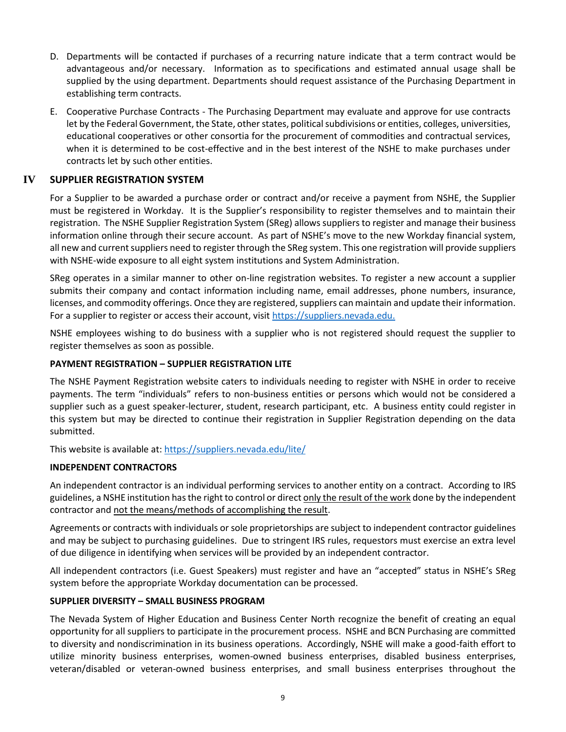D. Departments will be contacted if purchases of a recurring nature indicate that a term contract would be advantageous and/or necessary. Information as to specifications and estimated annual usage shall be supplied by the using department. Departments should request assistance of the Purchasing Department in establishing term contracts.

E. Cooperative Purchase Contracts - The Purchasing Department may evaluate and approve for use contracts let by the Federal Government, the State, other states, political subdivisions or entities, colleges, universities, educational cooperatives or other consortia for the procurement of commodities and contractual services, when it is determined to be cost-effective and in the best interest of the NSHE to make purchases under contracts let by such other entities.

## IV SUPPLIER REGISTRATION SYSTEM

For a Supplier to be awarded a purchase order or contract and/or receive a payment from NSHE, the Supplier must be registered in Workday. It is the Supplier's responsibility to register themselves and to maintain their registration. The NSHE Supplier Registration System (SReg) allows suppliers to register and manage their business information online through their secure account. As part of NSHE's move to the new Workday financial system, all new and current suppliers need to register through the SReg system. This one registration will provide suppliers with NSHE-wide exposure to all eight system institutions and System Administration.

SReg operates in a similar manner to other on-line registration websites. To register a new account a supplier submits their company and contact information including name, email addresses, phone numbers, insurance, licenses, and commodity offerings. Once they are registered, suppliers can maintain and update their information. For a supplier to register or access their account, visit https://suppliers.nevada.edu.

NSHE employees wishing to do business with a supplier who is not registered should request the supplier to register themselves as soon as possible.

### PAYMENT REGISTRATION – SUPPLIER REGISTRATION LITE

The NSHE Payment Registration website caters to individuals needing to register with NSHE in order to receive payments. The term "individuals" refers to non-business entities or persons which would not be considered a supplier such as a guest speaker-lecturer, student, research participant, etc. A business entity could register in this system but may be directed to continue their registration in Supplier Registration depending on the data submitted.

This website is available at: https://suppliers.nevada.edu/lite/

### INDEPENDENT CONTRACTORS

An independent contractor is an individual performing services to another entity on a contract. According to IRS guidelines, a NSHE institution has the right to control or direct only the result of the work done by the independent contractor and not the means/methods of accomplishing the result.

Agreements or contracts with individuals or sole proprietorships are subject to independent contractor guidelines and may be subject to purchasing guidelines. Due to stringent IRS rules, requestors must exercise an extra level of due diligence in identifying when services will be provided by an independent contractor.

All independent contractors (i.e. Guest Speakers) must register and have an "accepted" status in NSHE's SReg system before the appropriate Workday documentation can be processed.

### SUPPLIER DIVERSITY – SMALL BUSINESS PROGRAM

The Nevada System of Higher Education and Business Center North recognize the benefit of creating an equal opportunity for all suppliers to participate in the procurement process. NSHE and BCN Purchasing are committed to diversity and nondiscrimination in its business operations. Accordingly, NSHE will make a good-faith effort to utilize minority business enterprises, women-owned business enterprises, disabled business enterprises, veteran/disabled or veteran-owned business enterprises, and small business enterprises throughout the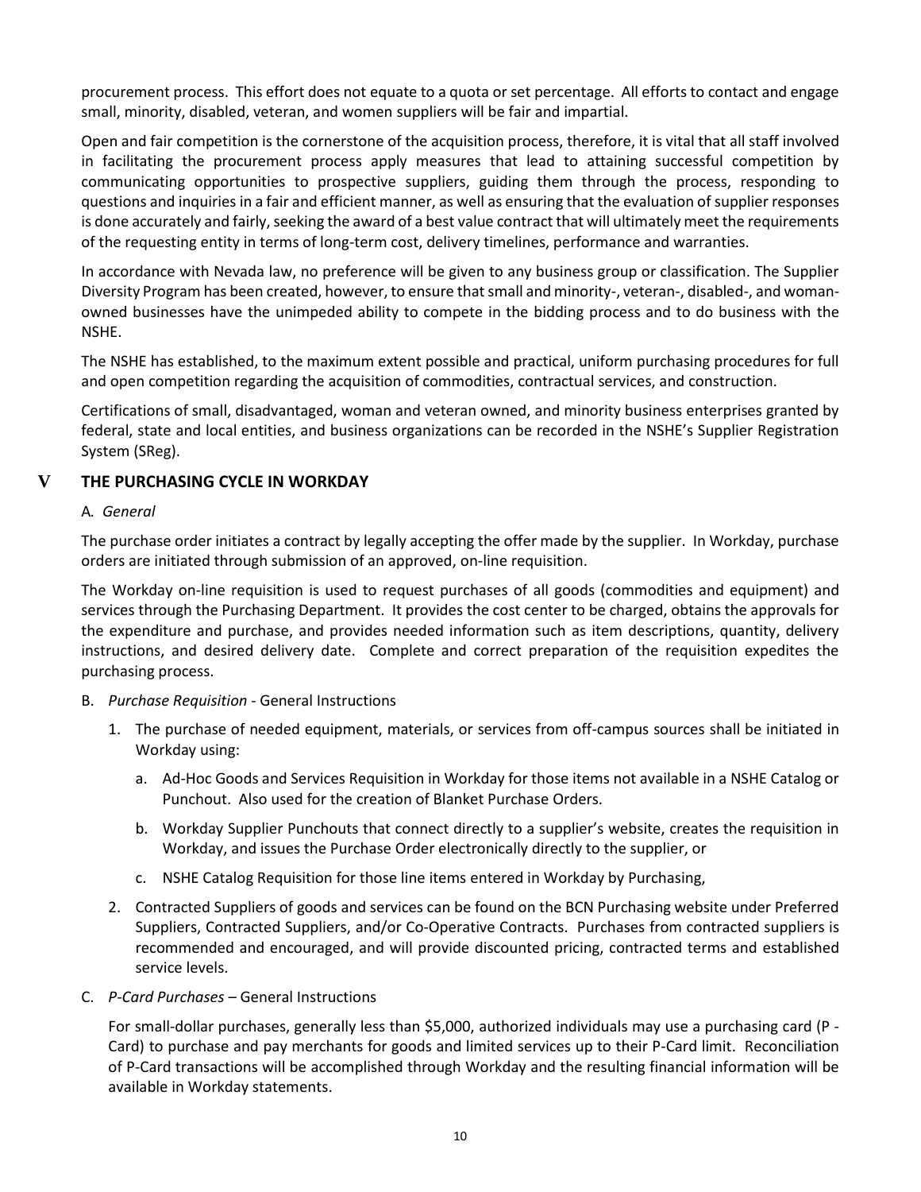procurement process. This effort does not equate to a quota or set percentage. All efforts to contact and engage small, minority, disabled, veteran, and women suppliers will be fair and impartial.

Open and fair competition is the cornerstone of the acquisition process, therefore, it is vital that all staff involved in facilitating the procurement process apply measures that lead to attaining successful competition by communicating opportunities to prospective suppliers, guiding them through the process, responding to questions and inquiries in a fair and efficient manner, as well as ensuring that the evaluation of supplier responses is done accurately and fairly, seeking the award of a best value contract that will ultimately meet the requirements of the requesting entity in terms of long-term cost, delivery timelines, performance and warranties.

In accordance with Nevada law, no preference will be given to any business group or classification. The Supplier Diversity Program has been created, however, to ensure that small and minority-, veteran-, disabled-, and woman-owned businesses have the unimpeded ability to compete in the bidding process and to do business with the NSHE.

The NSHE has established, to the maximum extent possible and practical, uniform purchasing procedures for full and open competition regarding the acquisition of commodities, contractual services, and construction.

Certifications of small, disadvantaged, woman and veteran owned, and minority business enterprises granted by federal, state and local entities, and business organizations can be recorded in the NSHE's Supplier Registration System (SReg).

## V THE PURCHASING CYCLE IN WORKDAY

A. *General*

The purchase order initiates a contract by legally accepting the offer made by the supplier. In Workday, purchase orders are initiated through submission of an approved, on-line requisition.

The Workday on-line requisition is used to request purchases of all goods (commodities and equipment) and services through the Purchasing Department. It provides the cost center to be charged, obtains the approvals for the expenditure and purchase, and provides needed information such as item descriptions, quantity, delivery instructions, and desired delivery date. Complete and correct preparation of the requisition expedites the purchasing process.

B. *Purchase Requisition* - General Instructions

1. The purchase of needed equipment, materials, or services from off-campus sources shall be initiated in Workday using:
   a. Ad-Hoc Goods and Services Requisition in Workday for those items not available in a NSHE Catalog or Punchout. Also used for the creation of Blanket Purchase Orders.
   b. Workday Supplier Punchouts that connect directly to a supplier's website, creates the requisition in Workday, and issues the Purchase Order electronically directly to the supplier, or
   c. NSHE Catalog Requisition for those line items entered in Workday by Purchasing,
2. Contracted Suppliers of goods and services can be found on the BCN Purchasing website under Preferred Suppliers, Contracted Suppliers, and/or Co-Operative Contracts. Purchases from contracted suppliers is recommended and encouraged, and will provide discounted pricing, contracted terms and established service levels.

C. *P-Card Purchases* – General Instructions

For small-dollar purchases, generally less than $5,000, authorized individuals may use a purchasing card (P - Card) to purchase and pay merchants for goods and limited services up to their P-Card limit. Reconciliation of P-Card transactions will be accomplished through Workday and the resulting financial information will be available in Workday statements.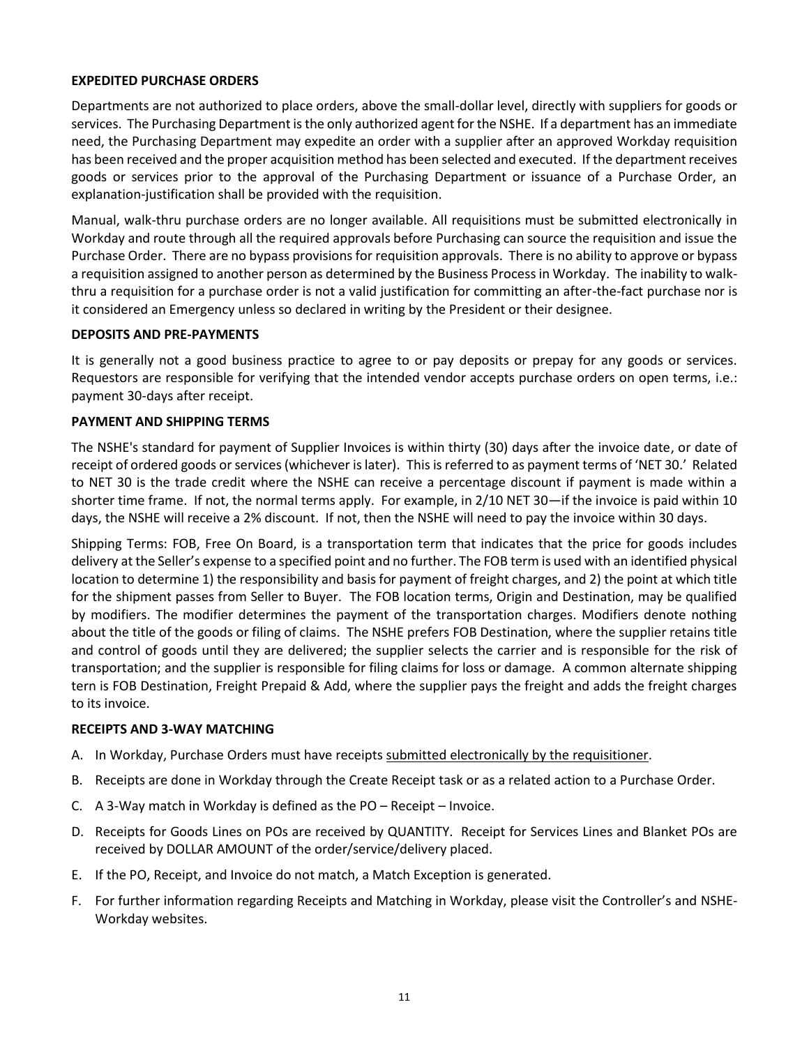**EXPEDITED PURCHASE ORDERS**

Departments are not authorized to place orders, above the small-dollar level, directly with suppliers for goods or services. The Purchasing Department is the only authorized agent for the NSHE. If a department has an immediate need, the Purchasing Department may expedite an order with a supplier after an approved Workday requisition has been received and the proper acquisition method has been selected and executed. If the department receives goods or services prior to the approval of the Purchasing Department or issuance of a Purchase Order, an explanation-justification shall be provided with the requisition.

Manual, walk-thru purchase orders are no longer available. All requisitions must be submitted electronically in Workday and route through all the required approvals before Purchasing can source the requisition and issue the Purchase Order. There are no bypass provisions for requisition approvals. There is no ability to approve or bypass a requisition assigned to another person as determined by the Business Process in Workday. The inability to walk-thru a requisition for a purchase order is not a valid justification for committing an after-the-fact purchase nor is it considered an Emergency unless so declared in writing by the President or their designee.

**DEPOSITS AND PRE-PAYMENTS**

It is generally not a good business practice to agree to or pay deposits or prepay for any goods or services. Requestors are responsible for verifying that the intended vendor accepts purchase orders on open terms, i.e.: payment 30-days after receipt.

**PAYMENT AND SHIPPING TERMS**

The NSHE's standard for payment of Supplier Invoices is within thirty (30) days after the invoice date, or date of receipt of ordered goods or services (whichever is later). This is referred to as payment terms of 'NET 30.' Related to NET 30 is the trade credit where the NSHE can receive a percentage discount if payment is made within a shorter time frame. If not, the normal terms apply. For example, in 2/10 NET 30—if the invoice is paid within 10 days, the NSHE will receive a 2% discount. If not, then the NSHE will need to pay the invoice within 30 days.

Shipping Terms: FOB, Free On Board, is a transportation term that indicates that the price for goods includes delivery at the Seller's expense to a specified point and no further. The FOB term is used with an identified physical location to determine 1) the responsibility and basis for payment of freight charges, and 2) the point at which title for the shipment passes from Seller to Buyer. The FOB location terms, Origin and Destination, may be qualified by modifiers. The modifier determines the payment of the transportation charges. Modifiers denote nothing about the title of the goods or filing of claims. The NSHE prefers FOB Destination, where the supplier retains title and control of goods until they are delivered; the supplier selects the carrier and is responsible for the risk of transportation; and the supplier is responsible for filing claims for loss or damage. A common alternate shipping tern is FOB Destination, Freight Prepaid & Add, where the supplier pays the freight and adds the freight charges to its invoice.

**RECEIPTS AND 3-WAY MATCHING**

A. In Workday, Purchase Orders must have receipts <u>submitted electronically by the requisitioner</u>.

B. Receipts are done in Workday through the Create Receipt task or as a related action to a Purchase Order.

C. A 3-Way match in Workday is defined as the PO – Receipt – Invoice.

D. Receipts for Goods Lines on POs are received by QUANTITY. Receipt for Services Lines and Blanket POs are received by DOLLAR AMOUNT of the order/service/delivery placed.

E. If the PO, Receipt, and Invoice do not match, a Match Exception is generated.

F. For further information regarding Receipts and Matching in Workday, please visit the Controller's and NSHE-Workday websites.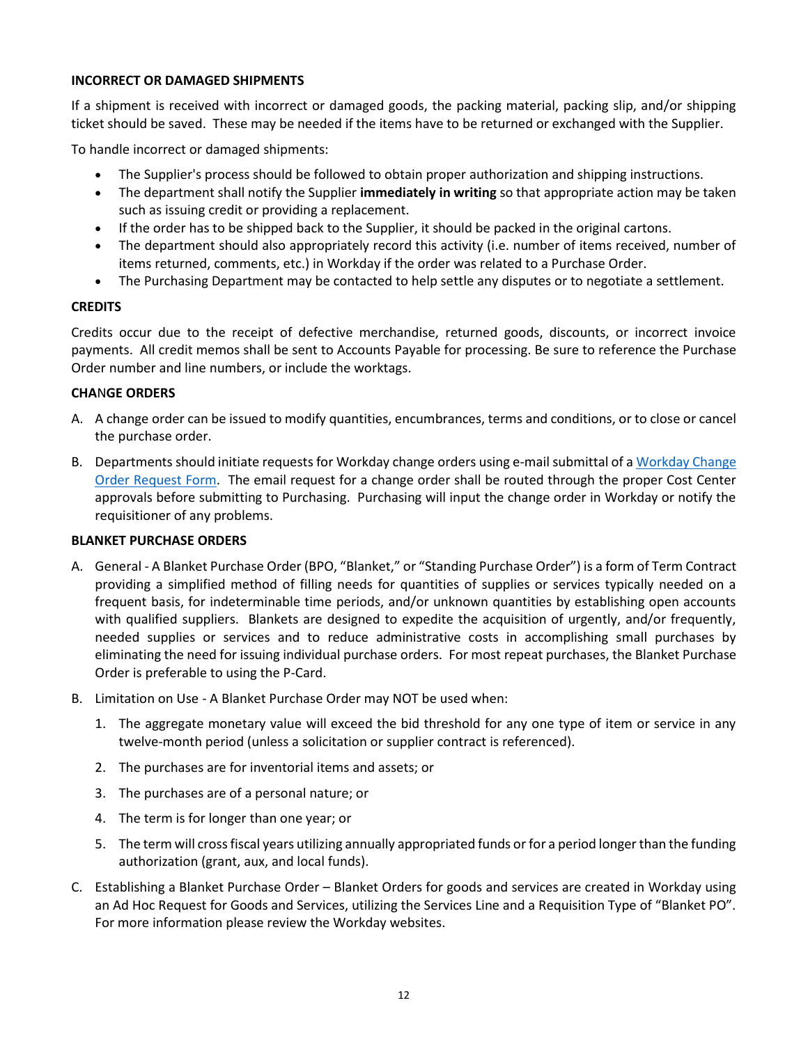**INCORRECT OR DAMAGED SHIPMENTS**

If a shipment is received with incorrect or damaged goods, the packing material, packing slip, and/or shipping ticket should be saved. These may be needed if the items have to be returned or exchanged with the Supplier.

To handle incorrect or damaged shipments:

- The Supplier's process should be followed to obtain proper authorization and shipping instructions.
- The department shall notify the Supplier **immediately in writing** so that appropriate action may be taken such as issuing credit or providing a replacement.
- If the order has to be shipped back to the Supplier, it should be packed in the original cartons.
- The department should also appropriately record this activity (i.e. number of items received, number of items returned, comments, etc.) in Workday if the order was related to a Purchase Order.
- The Purchasing Department may be contacted to help settle any disputes or to negotiate a settlement.

**CREDITS**

Credits occur due to the receipt of defective merchandise, returned goods, discounts, or incorrect invoice payments. All credit memos shall be sent to Accounts Payable for processing. Be sure to reference the Purchase Order number and line numbers, or include the worktags.

**CHANGE ORDERS**

A. A change order can be issued to modify quantities, encumbrances, terms and conditions, or to close or cancel the purchase order.

B. Departments should initiate requests for Workday change orders using e-mail submittal of a Workday Change Order Request Form. The email request for a change order shall be routed through the proper Cost Center approvals before submitting to Purchasing. Purchasing will input the change order in Workday or notify the requisitioner of any problems.

**BLANKET PURCHASE ORDERS**

A. General - A Blanket Purchase Order (BPO, "Blanket," or "Standing Purchase Order") is a form of Term Contract providing a simplified method of filling needs for quantities of supplies or services typically needed on a frequent basis, for indeterminable time periods, and/or unknown quantities by establishing open accounts with qualified suppliers. Blankets are designed to expedite the acquisition of urgently, and/or frequently, needed supplies or services and to reduce administrative costs in accomplishing small purchases by eliminating the need for issuing individual purchase orders. For most repeat purchases, the Blanket Purchase Order is preferable to using the P-Card.

B. Limitation on Use - A Blanket Purchase Order may NOT be used when:

   1. The aggregate monetary value will exceed the bid threshold for any one type of item or service in any twelve-month period (unless a solicitation or supplier contract is referenced).
   2. The purchases are for inventorial items and assets; or
   3. The purchases are of a personal nature; or
   4. The term is for longer than one year; or
   5. The term will cross fiscal years utilizing annually appropriated funds or for a period longer than the funding authorization (grant, aux, and local funds).

C. Establishing a Blanket Purchase Order – Blanket Orders for goods and services are created in Workday using an Ad Hoc Request for Goods and Services, utilizing the Services Line and a Requisition Type of "Blanket PO". For more information please review the Workday websites.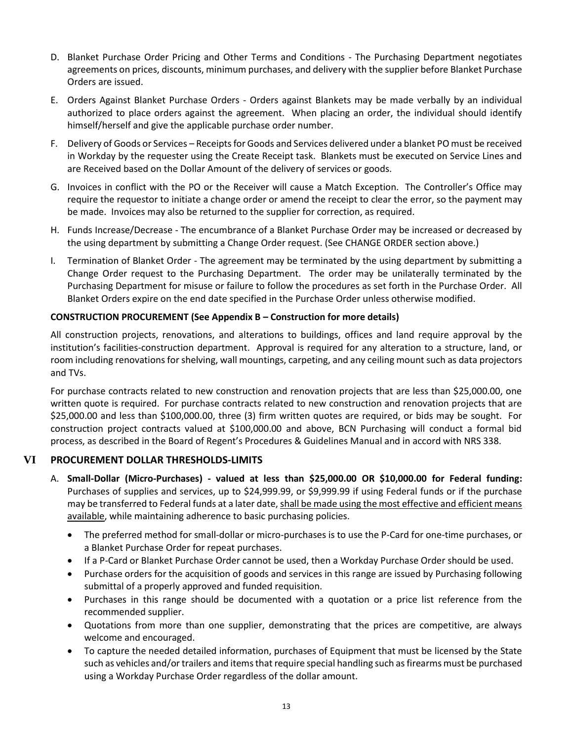D. Blanket Purchase Order Pricing and Other Terms and Conditions - The Purchasing Department negotiates agreements on prices, discounts, minimum purchases, and delivery with the supplier before Blanket Purchase Orders are issued.

E. Orders Against Blanket Purchase Orders - Orders against Blankets may be made verbally by an individual authorized to place orders against the agreement. When placing an order, the individual should identify himself/herself and give the applicable purchase order number.

F. Delivery of Goods or Services – Receipts for Goods and Services delivered under a blanket PO must be received in Workday by the requester using the Create Receipt task. Blankets must be executed on Service Lines and are Received based on the Dollar Amount of the delivery of services or goods.

G. Invoices in conflict with the PO or the Receiver will cause a Match Exception. The Controller's Office may require the requestor to initiate a change order or amend the receipt to clear the error, so the payment may be made. Invoices may also be returned to the supplier for correction, as required.

H. Funds Increase/Decrease - The encumbrance of a Blanket Purchase Order may be increased or decreased by the using department by submitting a Change Order request. (See CHANGE ORDER section above.)

I. Termination of Blanket Order - The agreement may be terminated by the using department by submitting a Change Order request to the Purchasing Department. The order may be unilaterally terminated by the Purchasing Department for misuse or failure to follow the procedures as set forth in the Purchase Order. All Blanket Orders expire on the end date specified in the Purchase Order unless otherwise modified.

**CONSTRUCTION PROCUREMENT (See Appendix B – Construction for more details)**

All construction projects, renovations, and alterations to buildings, offices and land require approval by the institution's facilities-construction department. Approval is required for any alteration to a structure, land, or room including renovations for shelving, wall mountings, carpeting, and any ceiling mount such as data projectors and TVs.

For purchase contracts related to new construction and renovation projects that are less than $25,000.00, one written quote is required. For purchase contracts related to new construction and renovation projects that are $25,000.00 and less than $100,000.00, three (3) firm written quotes are required, or bids may be sought. For construction project contracts valued at $100,000.00 and above, BCN Purchasing will conduct a formal bid process, as described in the Board of Regent's Procedures & Guidelines Manual and in accord with NRS 338.

## VI PROCUREMENT DOLLAR THRESHOLDS-LIMITS

A. **Small-Dollar (Micro-Purchases) - valued at less than $25,000.00 OR $10,000.00 for Federal funding:** Purchases of supplies and services, up to $24,999.99, or $9,999.99 if using Federal funds or if the purchase may be transferred to Federal funds at a later date, <u>shall be made using the most effective and efficient means available</u>, while maintaining adherence to basic purchasing policies.

- The preferred method for small-dollar or micro-purchases is to use the P-Card for one-time purchases, or a Blanket Purchase Order for repeat purchases.
- If a P-Card or Blanket Purchase Order cannot be used, then a Workday Purchase Order should be used.
- Purchase orders for the acquisition of goods and services in this range are issued by Purchasing following submittal of a properly approved and funded requisition.
- Purchases in this range should be documented with a quotation or a price list reference from the recommended supplier.
- Quotations from more than one supplier, demonstrating that the prices are competitive, are always welcome and encouraged.
- To capture the needed detailed information, purchases of Equipment that must be licensed by the State such as vehicles and/or trailers and items that require special handling such as firearms must be purchased using a Workday Purchase Order regardless of the dollar amount.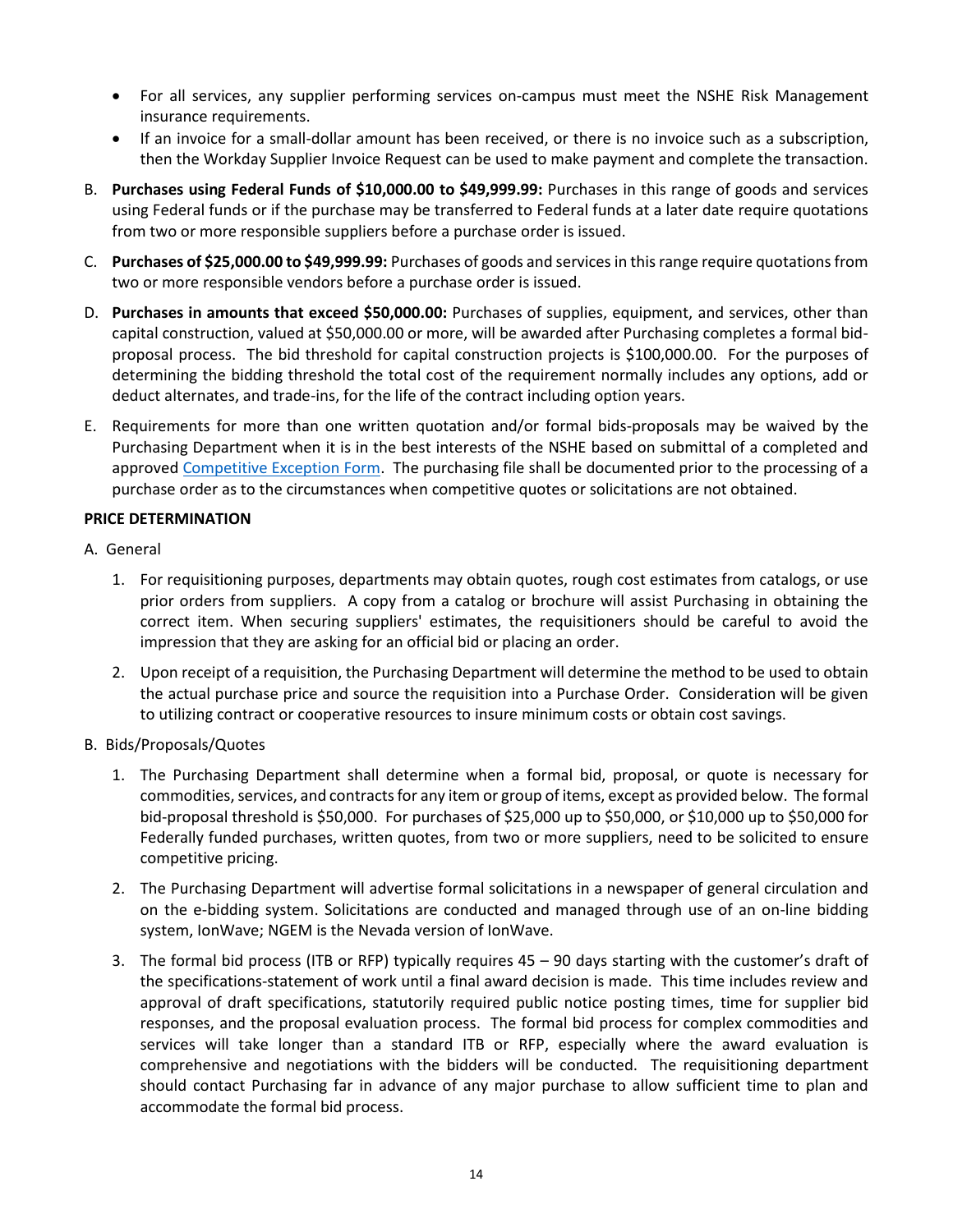- For all services, any supplier performing services on-campus must meet the NSHE Risk Management insurance requirements.
- If an invoice for a small-dollar amount has been received, or there is no invoice such as a subscription, then the Workday Supplier Invoice Request can be used to make payment and complete the transaction.

B. **Purchases using Federal Funds of $10,000.00 to $49,999.99:** Purchases in this range of goods and services using Federal funds or if the purchase may be transferred to Federal funds at a later date require quotations from two or more responsible suppliers before a purchase order is issued.

C. **Purchases of $25,000.00 to $49,999.99:** Purchases of goods and services in this range require quotations from two or more responsible vendors before a purchase order is issued.

D. **Purchases in amounts that exceed $50,000.00:** Purchases of supplies, equipment, and services, other than capital construction, valued at $50,000.00 or more, will be awarded after Purchasing completes a formal bid-proposal process. The bid threshold for capital construction projects is $100,000.00. For the purposes of determining the bidding threshold the total cost of the requirement normally includes any options, add or deduct alternates, and trade-ins, for the life of the contract including option years.

E. Requirements for more than one written quotation and/or formal bids-proposals may be waived by the Purchasing Department when it is in the best interests of the NSHE based on submittal of a completed and approved Competitive Exception Form. The purchasing file shall be documented prior to the processing of a purchase order as to the circumstances when competitive quotes or solicitations are not obtained.

**PRICE DETERMINATION**

A. General

1. For requisitioning purposes, departments may obtain quotes, rough cost estimates from catalogs, or use prior orders from suppliers. A copy from a catalog or brochure will assist Purchasing in obtaining the correct item. When securing suppliers' estimates, the requisitioners should be careful to avoid the impression that they are asking for an official bid or placing an order.

2. Upon receipt of a requisition, the Purchasing Department will determine the method to be used to obtain the actual purchase price and source the requisition into a Purchase Order. Consideration will be given to utilizing contract or cooperative resources to insure minimum costs or obtain cost savings.

B. Bids/Proposals/Quotes

1. The Purchasing Department shall determine when a formal bid, proposal, or quote is necessary for commodities, services, and contracts for any item or group of items, except as provided below. The formal bid-proposal threshold is $50,000. For purchases of $25,000 up to $50,000, or $10,000 up to $50,000 for Federally funded purchases, written quotes, from two or more suppliers, need to be solicited to ensure competitive pricing.

2. The Purchasing Department will advertise formal solicitations in a newspaper of general circulation and on the e-bidding system. Solicitations are conducted and managed through use of an on-line bidding system, IonWave; NGEM is the Nevada version of IonWave.

3. The formal bid process (ITB or RFP) typically requires 45 – 90 days starting with the customer's draft of the specifications-statement of work until a final award decision is made. This time includes review and approval of draft specifications, statutorily required public notice posting times, time for supplier bid responses, and the proposal evaluation process. The formal bid process for complex commodities and services will take longer than a standard ITB or RFP, especially where the award evaluation is comprehensive and negotiations with the bidders will be conducted. The requisitioning department should contact Purchasing far in advance of any major purchase to allow sufficient time to plan and accommodate the formal bid process.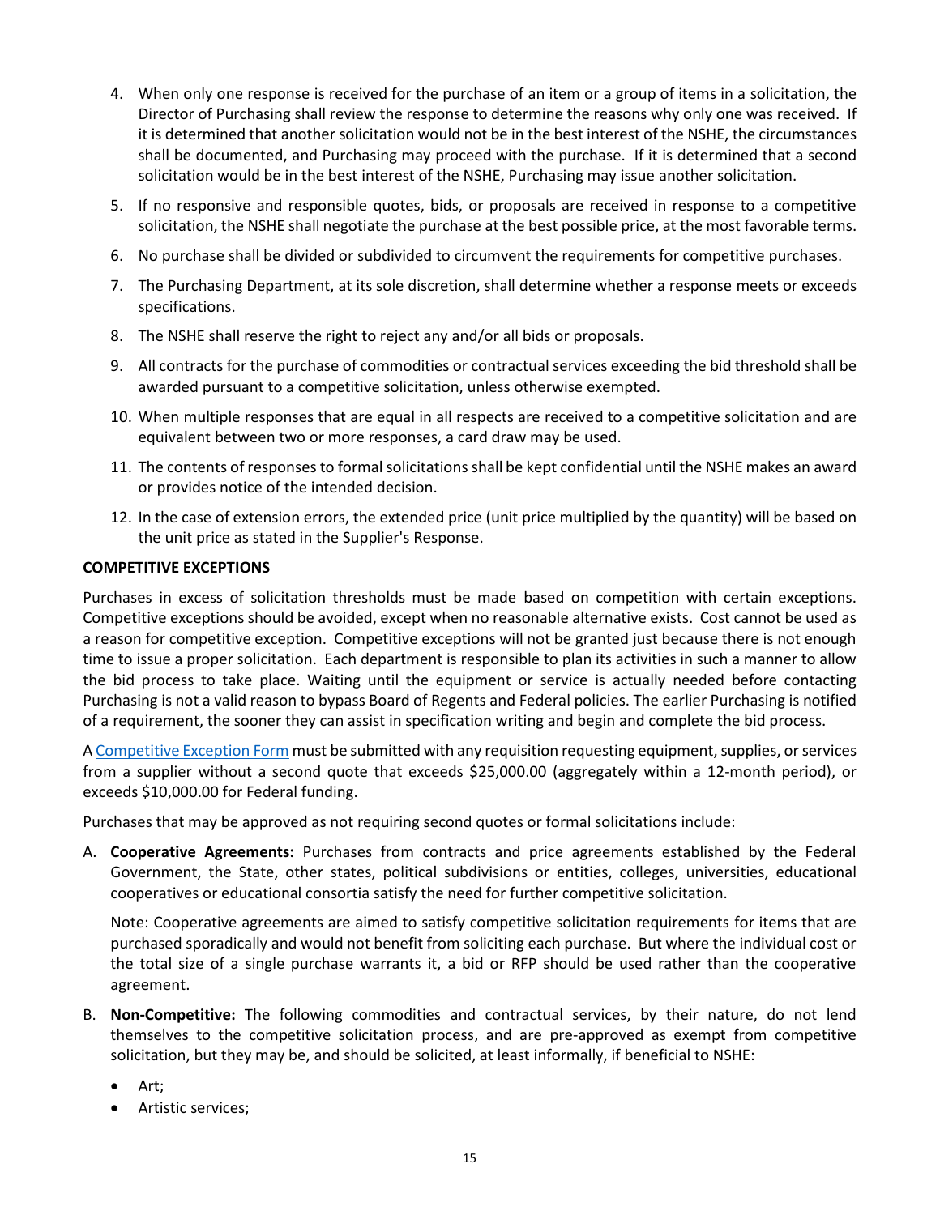4. When only one response is received for the purchase of an item or a group of items in a solicitation, the Director of Purchasing shall review the response to determine the reasons why only one was received. If it is determined that another solicitation would not be in the best interest of the NSHE, the circumstances shall be documented, and Purchasing may proceed with the purchase. If it is determined that a second solicitation would be in the best interest of the NSHE, Purchasing may issue another solicitation.
5. If no responsive and responsible quotes, bids, or proposals are received in response to a competitive solicitation, the NSHE shall negotiate the purchase at the best possible price, at the most favorable terms.
6. No purchase shall be divided or subdivided to circumvent the requirements for competitive purchases.
7. The Purchasing Department, at its sole discretion, shall determine whether a response meets or exceeds specifications.
8. The NSHE shall reserve the right to reject any and/or all bids or proposals.
9. All contracts for the purchase of commodities or contractual services exceeding the bid threshold shall be awarded pursuant to a competitive solicitation, unless otherwise exempted.
10. When multiple responses that are equal in all respects are received to a competitive solicitation and are equivalent between two or more responses, a card draw may be used.
11. The contents of responses to formal solicitations shall be kept confidential until the NSHE makes an award or provides notice of the intended decision.
12. In the case of extension errors, the extended price (unit price multiplied by the quantity) will be based on the unit price as stated in the Supplier's Response.

**COMPETITIVE EXCEPTIONS**

Purchases in excess of solicitation thresholds must be made based on competition with certain exceptions. Competitive exceptions should be avoided, except when no reasonable alternative exists. Cost cannot be used as a reason for competitive exception. Competitive exceptions will not be granted just because there is not enough time to issue a proper solicitation. Each department is responsible to plan its activities in such a manner to allow the bid process to take place. Waiting until the equipment or service is actually needed before contacting Purchasing is not a valid reason to bypass Board of Regents and Federal policies. The earlier Purchasing is notified of a requirement, the sooner they can assist in specification writing and begin and complete the bid process.

A Competitive Exception Form must be submitted with any requisition requesting equipment, supplies, or services from a supplier without a second quote that exceeds $25,000.00 (aggregately within a 12-month period), or exceeds $10,000.00 for Federal funding.

Purchases that may be approved as not requiring second quotes or formal solicitations include:

A. **Cooperative Agreements:** Purchases from contracts and price agreements established by the Federal Government, the State, other states, political subdivisions or entities, colleges, universities, educational cooperatives or educational consortia satisfy the need for further competitive solicitation.

   Note: Cooperative agreements are aimed to satisfy competitive solicitation requirements for items that are purchased sporadically and would not benefit from soliciting each purchase. But where the individual cost or the total size of a single purchase warrants it, a bid or RFP should be used rather than the cooperative agreement.

B. **Non-Competitive:** The following commodities and contractual services, by their nature, do not lend themselves to the competitive solicitation process, and are pre-approved as exempt from competitive solicitation, but they may be, and should be solicited, at least informally, if beneficial to NSHE:

   - Art;
   - Artistic services;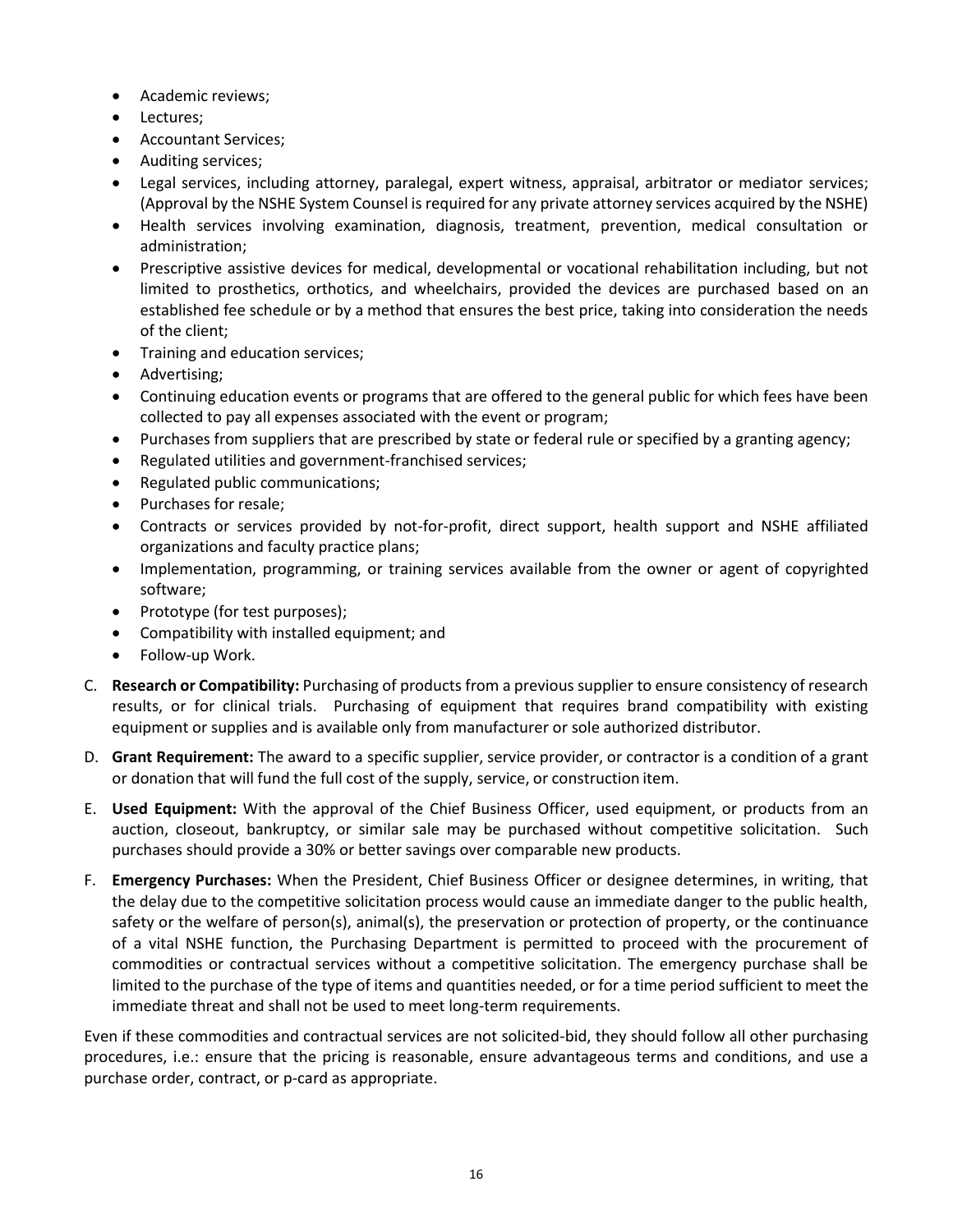- Academic reviews;
- Lectures;
- Accountant Services;
- Auditing services;
- Legal services, including attorney, paralegal, expert witness, appraisal, arbitrator or mediator services; (Approval by the NSHE System Counsel is required for any private attorney services acquired by the NSHE)
- Health services involving examination, diagnosis, treatment, prevention, medical consultation or administration;
- Prescriptive assistive devices for medical, developmental or vocational rehabilitation including, but not limited to prosthetics, orthotics, and wheelchairs, provided the devices are purchased based on an established fee schedule or by a method that ensures the best price, taking into consideration the needs of the client;
- Training and education services;
- Advertising;
- Continuing education events or programs that are offered to the general public for which fees have been collected to pay all expenses associated with the event or program;
- Purchases from suppliers that are prescribed by state or federal rule or specified by a granting agency;
- Regulated utilities and government-franchised services;
- Regulated public communications;
- Purchases for resale;
- Contracts or services provided by not-for-profit, direct support, health support and NSHE affiliated organizations and faculty practice plans;
- Implementation, programming, or training services available from the owner or agent of copyrighted software;
- Prototype (for test purposes);
- Compatibility with installed equipment; and
- Follow-up Work.

C. **Research or Compatibility:** Purchasing of products from a previous supplier to ensure consistency of research results, or for clinical trials. Purchasing of equipment that requires brand compatibility with existing equipment or supplies and is available only from manufacturer or sole authorized distributor.

D. **Grant Requirement:** The award to a specific supplier, service provider, or contractor is a condition of a grant or donation that will fund the full cost of the supply, service, or construction item.

E. **Used Equipment:** With the approval of the Chief Business Officer, used equipment, or products from an auction, closeout, bankruptcy, or similar sale may be purchased without competitive solicitation. Such purchases should provide a 30% or better savings over comparable new products.

F. **Emergency Purchases:** When the President, Chief Business Officer or designee determines, in writing, that the delay due to the competitive solicitation process would cause an immediate danger to the public health, safety or the welfare of person(s), animal(s), the preservation or protection of property, or the continuance of a vital NSHE function, the Purchasing Department is permitted to proceed with the procurement of commodities or contractual services without a competitive solicitation. The emergency purchase shall be limited to the purchase of the type of items and quantities needed, or for a time period sufficient to meet the immediate threat and shall not be used to meet long-term requirements.

Even if these commodities and contractual services are not solicited-bid, they should follow all other purchasing procedures, i.e.: ensure that the pricing is reasonable, ensure advantageous terms and conditions, and use a purchase order, contract, or p-card as appropriate.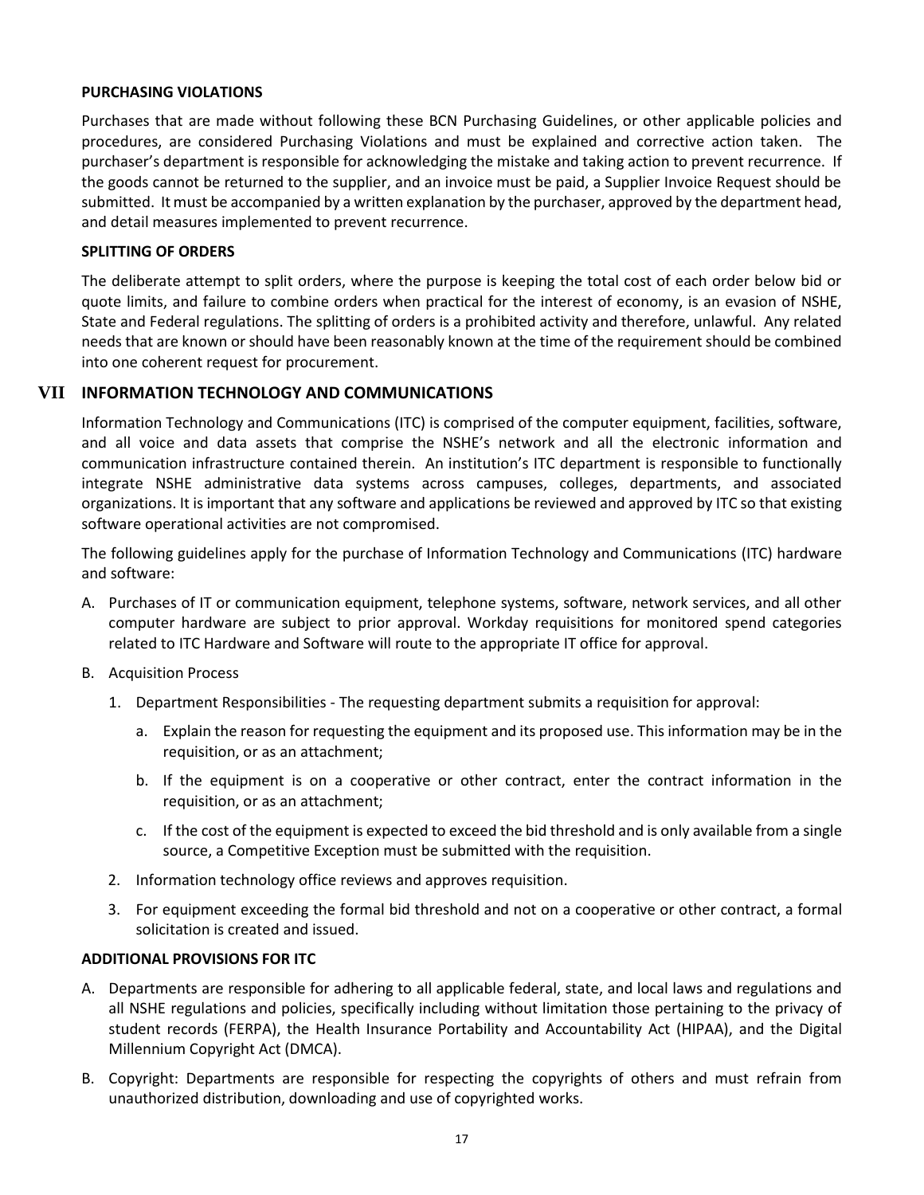#### PURCHASING VIOLATIONS

Purchases that are made without following these BCN Purchasing Guidelines, or other applicable policies and procedures, are considered Purchasing Violations and must be explained and corrective action taken. The purchaser's department is responsible for acknowledging the mistake and taking action to prevent recurrence. If the goods cannot be returned to the supplier, and an invoice must be paid, a Supplier Invoice Request should be submitted. It must be accompanied by a written explanation by the purchaser, approved by the department head, and detail measures implemented to prevent recurrence.

#### SPLITTING OF ORDERS

The deliberate attempt to split orders, where the purpose is keeping the total cost of each order below bid or quote limits, and failure to combine orders when practical for the interest of economy, is an evasion of NSHE, State and Federal regulations. The splitting of orders is a prohibited activity and therefore, unlawful. Any related needs that are known or should have been reasonably known at the time of the requirement should be combined into one coherent request for procurement.

## VII INFORMATION TECHNOLOGY AND COMMUNICATIONS

Information Technology and Communications (ITC) is comprised of the computer equipment, facilities, software, and all voice and data assets that comprise the NSHE's network and all the electronic information and communication infrastructure contained therein. An institution's ITC department is responsible to functionally integrate NSHE administrative data systems across campuses, colleges, departments, and associated organizations. It is important that any software and applications be reviewed and approved by ITC so that existing software operational activities are not compromised.

The following guidelines apply for the purchase of Information Technology and Communications (ITC) hardware and software:

A. Purchases of IT or communication equipment, telephone systems, software, network services, and all other computer hardware are subject to prior approval. Workday requisitions for monitored spend categories related to ITC Hardware and Software will route to the appropriate IT office for approval.

B. Acquisition Process

   1. Department Responsibilities - The requesting department submits a requisition for approval:

      a. Explain the reason for requesting the equipment and its proposed use. This information may be in the requisition, or as an attachment;

      b. If the equipment is on a cooperative or other contract, enter the contract information in the requisition, or as an attachment;

      c. If the cost of the equipment is expected to exceed the bid threshold and is only available from a single source, a Competitive Exception must be submitted with the requisition.

   2. Information technology office reviews and approves requisition.

   3. For equipment exceeding the formal bid threshold and not on a cooperative or other contract, a formal solicitation is created and issued.

#### ADDITIONAL PROVISIONS FOR ITC

A. Departments are responsible for adhering to all applicable federal, state, and local laws and regulations and all NSHE regulations and policies, specifically including without limitation those pertaining to the privacy of student records (FERPA), the Health Insurance Portability and Accountability Act (HIPAA), and the Digital Millennium Copyright Act (DMCA).

B. Copyright: Departments are responsible for respecting the copyrights of others and must refrain from unauthorized distribution, downloading and use of copyrighted works.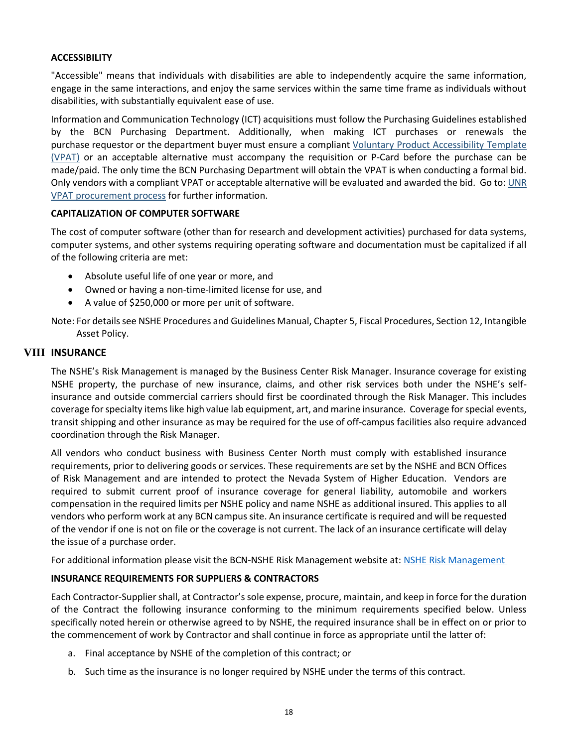**ACCESSIBILITY**

"Accessible" means that individuals with disabilities are able to independently acquire the same information, engage in the same interactions, and enjoy the same services within the same time frame as individuals without disabilities, with substantially equivalent ease of use.

Information and Communication Technology (ICT) acquisitions must follow the Purchasing Guidelines established by the BCN Purchasing Department. Additionally, when making ICT purchases or renewals the purchase requestor or the department buyer must ensure a compliant Voluntary Product Accessibility Template (VPAT) or an acceptable alternative must accompany the requisition or P-Card before the purchase can be made/paid. The only time the BCN Purchasing Department will obtain the VPAT is when conducting a formal bid. Only vendors with a compliant VPAT or acceptable alternative will be evaluated and awarded the bid. Go to: UNR VPAT procurement process for further information.

**CAPITALIZATION OF COMPUTER SOFTWARE**

The cost of computer software (other than for research and development activities) purchased for data systems, computer systems, and other systems requiring operating software and documentation must be capitalized if all of the following criteria are met:

- Absolute useful life of one year or more, and
- Owned or having a non-time-limited license for use, and
- A value of $250,000 or more per unit of software.

Note: For details see NSHE Procedures and Guidelines Manual, Chapter 5, Fiscal Procedures, Section 12, Intangible Asset Policy.

## VIII INSURANCE

The NSHE's Risk Management is managed by the Business Center Risk Manager. Insurance coverage for existing NSHE property, the purchase of new insurance, claims, and other risk services both under the NSHE's self-insurance and outside commercial carriers should first be coordinated through the Risk Manager. This includes coverage for specialty items like high value lab equipment, art, and marine insurance. Coverage for special events, transit shipping and other insurance as may be required for the use of off-campus facilities also require advanced coordination through the Risk Manager.

All vendors who conduct business with Business Center North must comply with established insurance requirements, prior to delivering goods or services. These requirements are set by the NSHE and BCN Offices of Risk Management and are intended to protect the Nevada System of Higher Education. Vendors are required to submit current proof of insurance coverage for general liability, automobile and workers compensation in the required limits per NSHE policy and name NSHE as additional insured. This applies to all vendors who perform work at any BCN campus site. An insurance certificate is required and will be requested of the vendor if one is not on file or the coverage is not current. The lack of an insurance certificate will delay the issue of a purchase order.

For additional information please visit the BCN-NSHE Risk Management website at: NSHE Risk Management

**INSURANCE REQUIREMENTS FOR SUPPLIERS & CONTRACTORS**

Each Contractor-Supplier shall, at Contractor's sole expense, procure, maintain, and keep in force for the duration of the Contract the following insurance conforming to the minimum requirements specified below. Unless specifically noted herein or otherwise agreed to by NSHE, the required insurance shall be in effect on or prior to the commencement of work by Contractor and shall continue in force as appropriate until the latter of:

a. Final acceptance by NSHE of the completion of this contract; or

b. Such time as the insurance is no longer required by NSHE under the terms of this contract.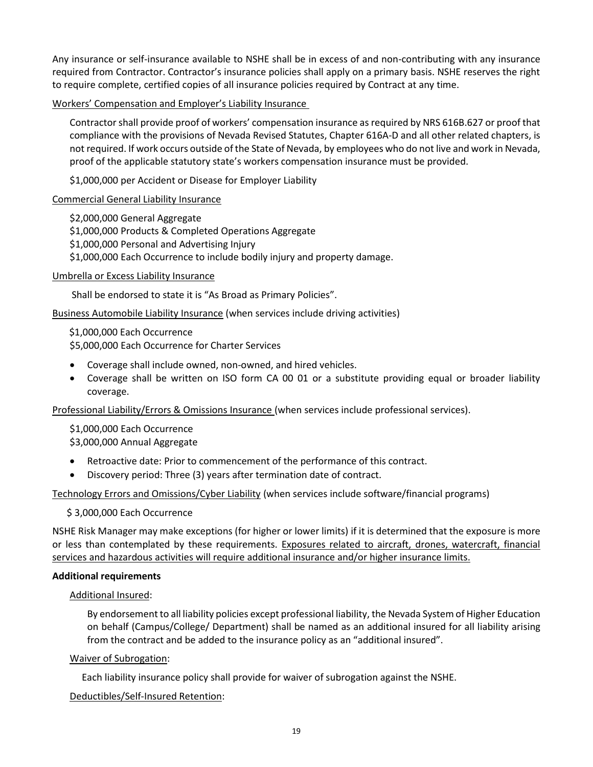Any insurance or self-insurance available to NSHE shall be in excess of and non-contributing with any insurance required from Contractor. Contractor's insurance policies shall apply on a primary basis. NSHE reserves the right to require complete, certified copies of all insurance policies required by Contract at any time.

<u>Workers' Compensation and Employer's Liability Insurance</u>

Contractor shall provide proof of workers' compensation insurance as required by NRS 616B.627 or proof that compliance with the provisions of Nevada Revised Statutes, Chapter 616A-D and all other related chapters, is not required. If work occurs outside of the State of Nevada, by employees who do not live and work in Nevada, proof of the applicable statutory state's workers compensation insurance must be provided.

$1,000,000 per Accident or Disease for Employer Liability

<u>Commercial General Liability Insurance</u>

$2,000,000 General Aggregate
$1,000,000 Products & Completed Operations Aggregate
$1,000,000 Personal and Advertising Injury
$1,000,000 Each Occurrence to include bodily injury and property damage.

<u>Umbrella or Excess Liability Insurance</u>

Shall be endorsed to state it is "As Broad as Primary Policies".

<u>Business Automobile Liability Insurance</u> (when services include driving activities)

$1,000,000 Each Occurrence
$5,000,000 Each Occurrence for Charter Services

- Coverage shall include owned, non-owned, and hired vehicles.
- Coverage shall be written on ISO form CA 00 01 or a substitute providing equal or broader liability coverage.

<u>Professional Liability/Errors & Omissions Insurance</u> (when services include professional services).

$1,000,000 Each Occurrence
$3,000,000 Annual Aggregate

- Retroactive date: Prior to commencement of the performance of this contract.
- Discovery period: Three (3) years after termination date of contract.

<u>Technology Errors and Omissions/Cyber Liability</u> (when services include software/financial programs)

$ 3,000,000 Each Occurrence

NSHE Risk Manager may make exceptions (for higher or lower limits) if it is determined that the exposure is more or less than contemplated by these requirements. <u>Exposures related to aircraft, drones, watercraft, financial services and hazardous activities will require additional insurance and/or higher insurance limits.</u>

**Additional requirements**

<u>Additional Insured</u>:

By endorsement to all liability policies except professional liability, the Nevada System of Higher Education on behalf (Campus/College/ Department) shall be named as an additional insured for all liability arising from the contract and be added to the insurance policy as an "additional insured".

<u>Waiver of Subrogation</u>:

Each liability insurance policy shall provide for waiver of subrogation against the NSHE.

<u>Deductibles/Self-Insured Retention</u>: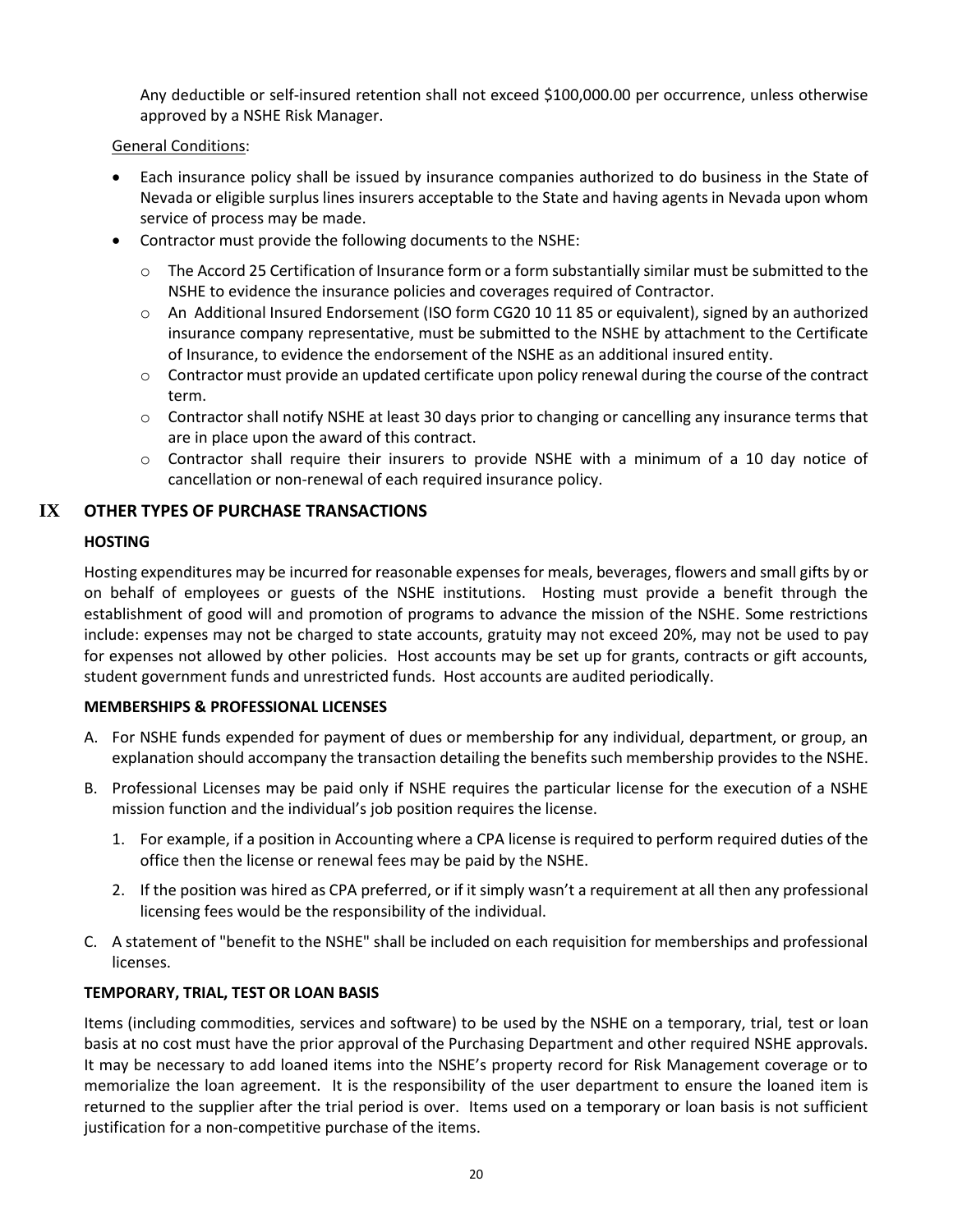Any deductible or self-insured retention shall not exceed $100,000.00 per occurrence, unless otherwise approved by a NSHE Risk Manager.

General Conditions:

- Each insurance policy shall be issued by insurance companies authorized to do business in the State of Nevada or eligible surplus lines insurers acceptable to the State and having agents in Nevada upon whom service of process may be made.
- Contractor must provide the following documents to the NSHE:
  - The Accord 25 Certification of Insurance form or a form substantially similar must be submitted to the NSHE to evidence the insurance policies and coverages required of Contractor.
  - An Additional Insured Endorsement (ISO form CG20 10 11 85 or equivalent), signed by an authorized insurance company representative, must be submitted to the NSHE by attachment to the Certificate of Insurance, to evidence the endorsement of the NSHE as an additional insured entity.
  - Contractor must provide an updated certificate upon policy renewal during the course of the contract term.
  - Contractor shall notify NSHE at least 30 days prior to changing or cancelling any insurance terms that are in place upon the award of this contract.
  - Contractor shall require their insurers to provide NSHE with a minimum of a 10 day notice of cancellation or non-renewal of each required insurance policy.

## IX OTHER TYPES OF PURCHASE TRANSACTIONS

### HOSTING

Hosting expenditures may be incurred for reasonable expenses for meals, beverages, flowers and small gifts by or on behalf of employees or guests of the NSHE institutions. Hosting must provide a benefit through the establishment of good will and promotion of programs to advance the mission of the NSHE. Some restrictions include: expenses may not be charged to state accounts, gratuity may not exceed 20%, may not be used to pay for expenses not allowed by other policies. Host accounts may be set up for grants, contracts or gift accounts, student government funds and unrestricted funds. Host accounts are audited periodically.

### MEMBERSHIPS & PROFESSIONAL LICENSES

A. For NSHE funds expended for payment of dues or membership for any individual, department, or group, an explanation should accompany the transaction detailing the benefits such membership provides to the NSHE.

B. Professional Licenses may be paid only if NSHE requires the particular license for the execution of a NSHE mission function and the individual's job position requires the license.

   1. For example, if a position in Accounting where a CPA license is required to perform required duties of the office then the license or renewal fees may be paid by the NSHE.

   2. If the position was hired as CPA preferred, or if it simply wasn't a requirement at all then any professional licensing fees would be the responsibility of the individual.

C. A statement of "benefit to the NSHE" shall be included on each requisition for memberships and professional licenses.

### TEMPORARY, TRIAL, TEST OR LOAN BASIS

Items (including commodities, services and software) to be used by the NSHE on a temporary, trial, test or loan basis at no cost must have the prior approval of the Purchasing Department and other required NSHE approvals. It may be necessary to add loaned items into the NSHE's property record for Risk Management coverage or to memorialize the loan agreement. It is the responsibility of the user department to ensure the loaned item is returned to the supplier after the trial period is over. Items used on a temporary or loan basis is not sufficient justification for a non-competitive purchase of the items.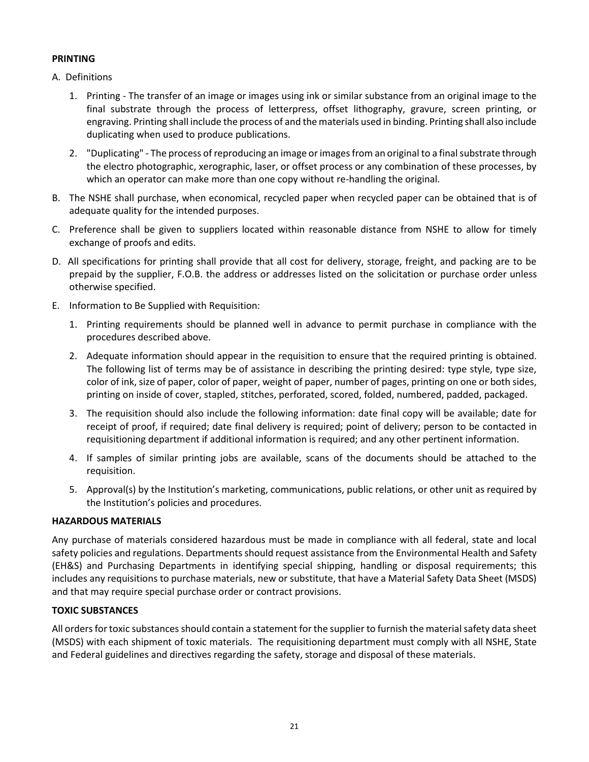**PRINTING**

A. Definitions

1. Printing - The transfer of an image or images using ink or similar substance from an original image to the final substrate through the process of letterpress, offset lithography, gravure, screen printing, or engraving. Printing shall include the process of and the materials used in binding. Printing shall also include duplicating when used to produce publications.

2. "Duplicating" - The process of reproducing an image or images from an original to a final substrate through the electro photographic, xerographic, laser, or offset process or any combination of these processes, by which an operator can make more than one copy without re-handling the original.

B. The NSHE shall purchase, when economical, recycled paper when recycled paper can be obtained that is of adequate quality for the intended purposes.

C. Preference shall be given to suppliers located within reasonable distance from NSHE to allow for timely exchange of proofs and edits.

D. All specifications for printing shall provide that all cost for delivery, storage, freight, and packing are to be prepaid by the supplier, F.O.B. the address or addresses listed on the solicitation or purchase order unless otherwise specified.

E. Information to Be Supplied with Requisition:

1. Printing requirements should be planned well in advance to permit purchase in compliance with the procedures described above.

2. Adequate information should appear in the requisition to ensure that the required printing is obtained. The following list of terms may be of assistance in describing the printing desired: type style, type size, color of ink, size of paper, color of paper, weight of paper, number of pages, printing on one or both sides, printing on inside of cover, stapled, stitches, perforated, scored, folded, numbered, padded, packaged.

3. The requisition should also include the following information: date final copy will be available; date for receipt of proof, if required; date final delivery is required; point of delivery; person to be contacted in requisitioning department if additional information is required; and any other pertinent information.

4. If samples of similar printing jobs are available, scans of the documents should be attached to the requisition.

5. Approval(s) by the Institution's marketing, communications, public relations, or other unit as required by the Institution's policies and procedures.

**HAZARDOUS MATERIALS**

Any purchase of materials considered hazardous must be made in compliance with all federal, state and local safety policies and regulations. Departments should request assistance from the Environmental Health and Safety (EH&S) and Purchasing Departments in identifying special shipping, handling or disposal requirements; this includes any requisitions to purchase materials, new or substitute, that have a Material Safety Data Sheet (MSDS) and that may require special purchase order or contract provisions.

**TOXIC SUBSTANCES**

All orders for toxic substances should contain a statement for the supplier to furnish the material safety data sheet (MSDS) with each shipment of toxic materials. The requisitioning department must comply with all NSHE, State and Federal guidelines and directives regarding the safety, storage and disposal of these materials.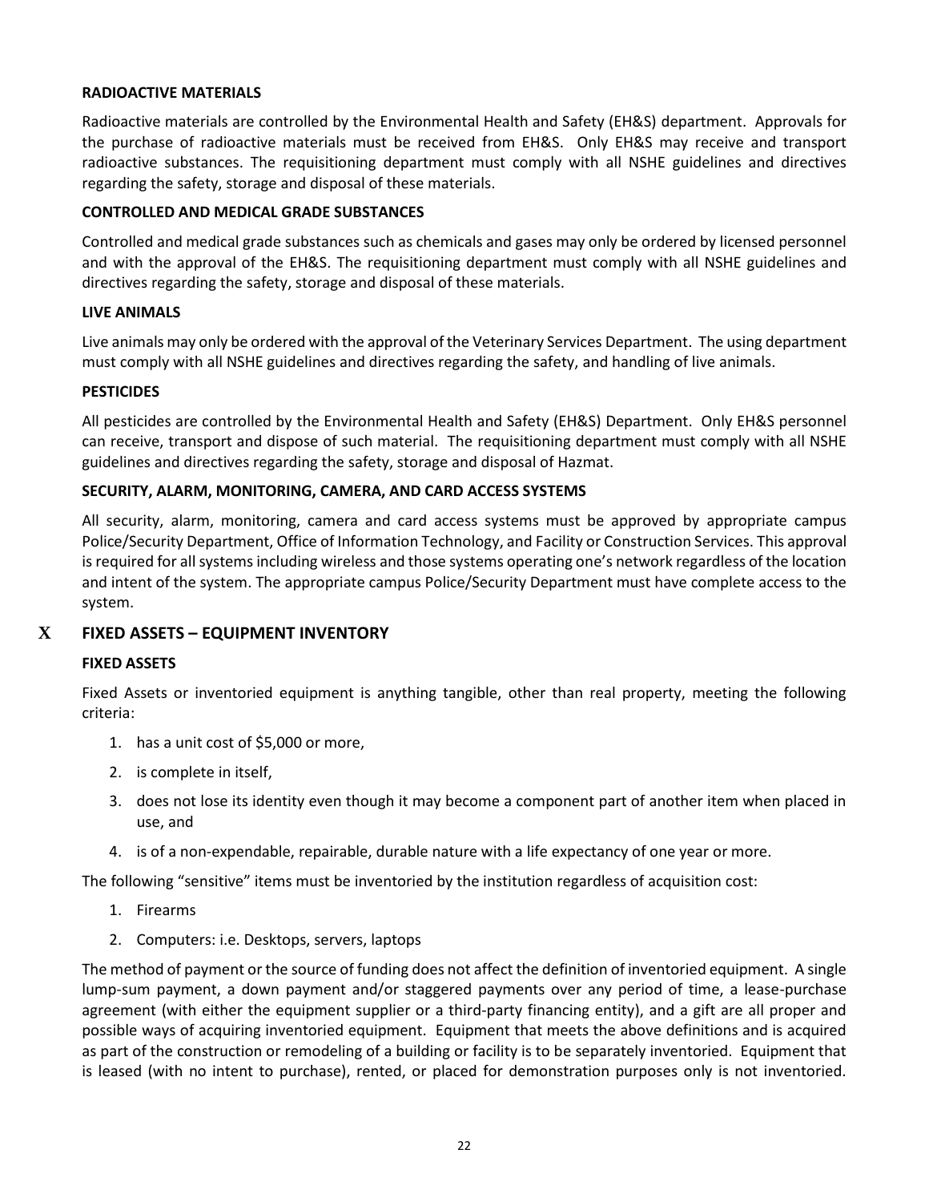**RADIOACTIVE MATERIALS**

Radioactive materials are controlled by the Environmental Health and Safety (EH&S) department. Approvals for the purchase of radioactive materials must be received from EH&S. Only EH&S may receive and transport radioactive substances. The requisitioning department must comply with all NSHE guidelines and directives regarding the safety, storage and disposal of these materials.

**CONTROLLED AND MEDICAL GRADE SUBSTANCES**

Controlled and medical grade substances such as chemicals and gases may only be ordered by licensed personnel and with the approval of the EH&S. The requisitioning department must comply with all NSHE guidelines and directives regarding the safety, storage and disposal of these materials.

**LIVE ANIMALS**

Live animals may only be ordered with the approval of the Veterinary Services Department. The using department must comply with all NSHE guidelines and directives regarding the safety, and handling of live animals.

**PESTICIDES**

All pesticides are controlled by the Environmental Health and Safety (EH&S) Department. Only EH&S personnel can receive, transport and dispose of such material. The requisitioning department must comply with all NSHE guidelines and directives regarding the safety, storage and disposal of Hazmat.

**SECURITY, ALARM, MONITORING, CAMERA, AND CARD ACCESS SYSTEMS**

All security, alarm, monitoring, camera and card access systems must be approved by appropriate campus Police/Security Department, Office of Information Technology, and Facility or Construction Services. This approval is required for all systems including wireless and those systems operating one's network regardless of the location and intent of the system. The appropriate campus Police/Security Department must have complete access to the system.

## X FIXED ASSETS – EQUIPMENT INVENTORY

**FIXED ASSETS**

Fixed Assets or inventoried equipment is anything tangible, other than real property, meeting the following criteria:

1. has a unit cost of $5,000 or more,
2. is complete in itself,
3. does not lose its identity even though it may become a component part of another item when placed in use, and
4. is of a non-expendable, repairable, durable nature with a life expectancy of one year or more.

The following "sensitive" items must be inventoried by the institution regardless of acquisition cost:

1. Firearms
2. Computers: i.e. Desktops, servers, laptops

The method of payment or the source of funding does not affect the definition of inventoried equipment. A single lump-sum payment, a down payment and/or staggered payments over any period of time, a lease-purchase agreement (with either the equipment supplier or a third-party financing entity), and a gift are all proper and possible ways of acquiring inventoried equipment. Equipment that meets the above definitions and is acquired as part of the construction or remodeling of a building or facility is to be separately inventoried. Equipment that is leased (with no intent to purchase), rented, or placed for demonstration purposes only is not inventoried.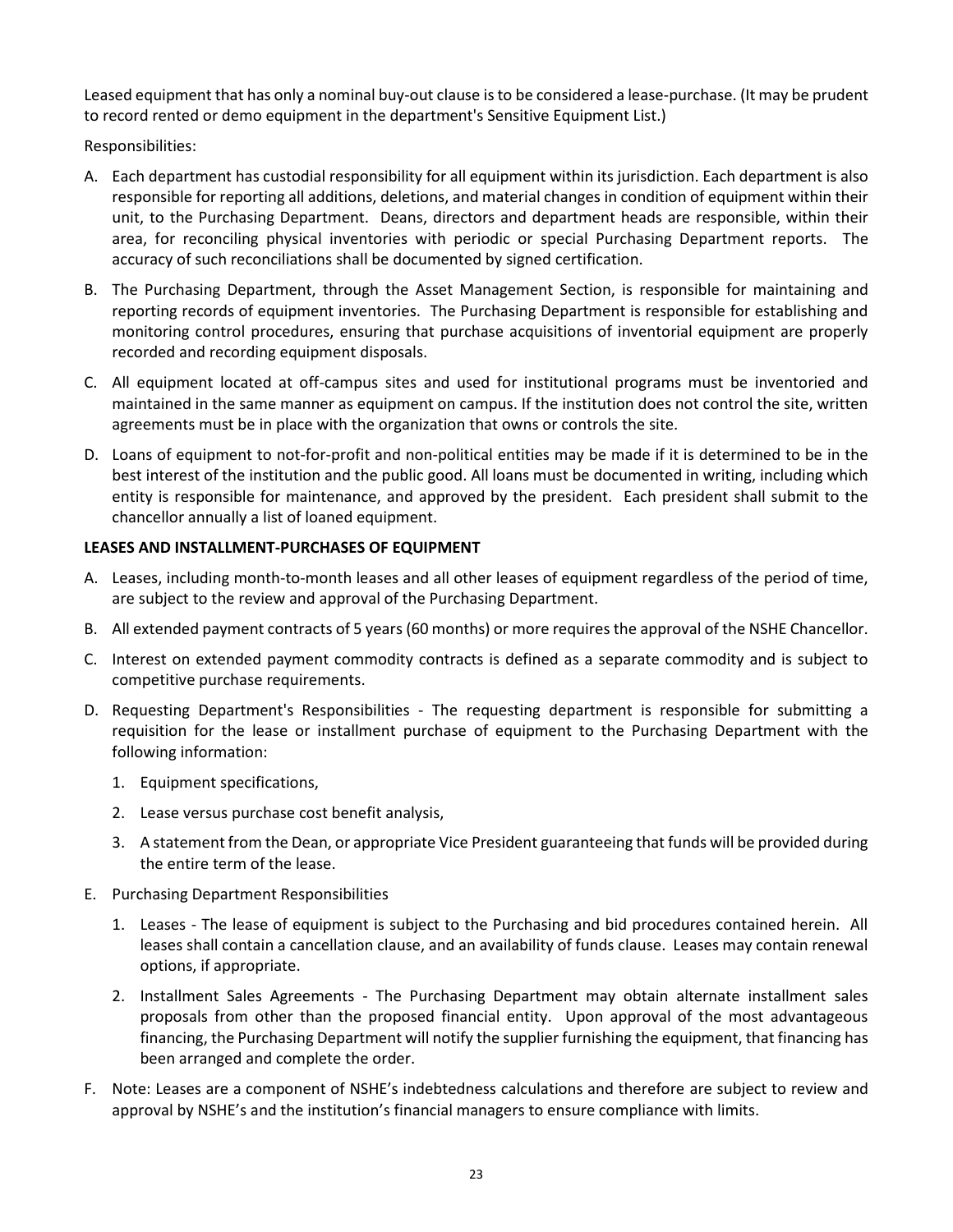Leased equipment that has only a nominal buy-out clause is to be considered a lease-purchase. (It may be prudent to record rented or demo equipment in the department's Sensitive Equipment List.)

Responsibilities:

A. Each department has custodial responsibility for all equipment within its jurisdiction. Each department is also responsible for reporting all additions, deletions, and material changes in condition of equipment within their unit, to the Purchasing Department. Deans, directors and department heads are responsible, within their area, for reconciling physical inventories with periodic or special Purchasing Department reports. The accuracy of such reconciliations shall be documented by signed certification.

B. The Purchasing Department, through the Asset Management Section, is responsible for maintaining and reporting records of equipment inventories. The Purchasing Department is responsible for establishing and monitoring control procedures, ensuring that purchase acquisitions of inventorial equipment are properly recorded and recording equipment disposals.

C. All equipment located at off-campus sites and used for institutional programs must be inventoried and maintained in the same manner as equipment on campus. If the institution does not control the site, written agreements must be in place with the organization that owns or controls the site.

D. Loans of equipment to not-for-profit and non-political entities may be made if it is determined to be in the best interest of the institution and the public good. All loans must be documented in writing, including which entity is responsible for maintenance, and approved by the president. Each president shall submit to the chancellor annually a list of loaned equipment.

**LEASES AND INSTALLMENT-PURCHASES OF EQUIPMENT**

A. Leases, including month-to-month leases and all other leases of equipment regardless of the period of time, are subject to the review and approval of the Purchasing Department.

B. All extended payment contracts of 5 years (60 months) or more requires the approval of the NSHE Chancellor.

C. Interest on extended payment commodity contracts is defined as a separate commodity and is subject to competitive purchase requirements.

D. Requesting Department's Responsibilities - The requesting department is responsible for submitting a requisition for the lease or installment purchase of equipment to the Purchasing Department with the following information:

   1. Equipment specifications,
   2. Lease versus purchase cost benefit analysis,
   3. A statement from the Dean, or appropriate Vice President guaranteeing that funds will be provided during the entire term of the lease.

E. Purchasing Department Responsibilities

   1. Leases - The lease of equipment is subject to the Purchasing and bid procedures contained herein. All leases shall contain a cancellation clause, and an availability of funds clause. Leases may contain renewal options, if appropriate.
   2. Installment Sales Agreements - The Purchasing Department may obtain alternate installment sales proposals from other than the proposed financial entity. Upon approval of the most advantageous financing, the Purchasing Department will notify the supplier furnishing the equipment, that financing has been arranged and complete the order.

F. Note: Leases are a component of NSHE's indebtedness calculations and therefore are subject to review and approval by NSHE's and the institution's financial managers to ensure compliance with limits.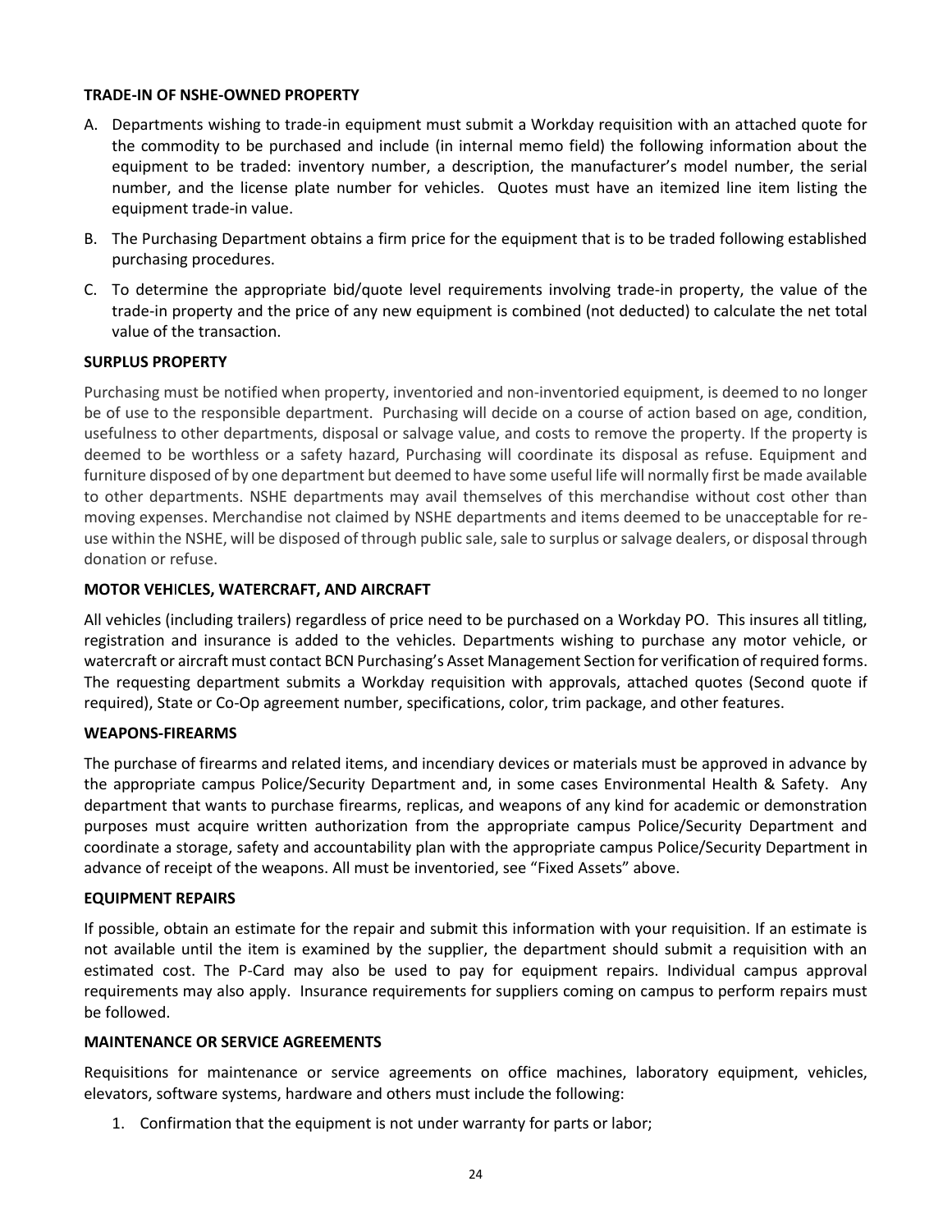**TRADE-IN OF NSHE-OWNED PROPERTY**

A. Departments wishing to trade-in equipment must submit a Workday requisition with an attached quote for the commodity to be purchased and include (in internal memo field) the following information about the equipment to be traded: inventory number, a description, the manufacturer's model number, the serial number, and the license plate number for vehicles. Quotes must have an itemized line item listing the equipment trade-in value.

B. The Purchasing Department obtains a firm price for the equipment that is to be traded following established purchasing procedures.

C. To determine the appropriate bid/quote level requirements involving trade-in property, the value of the trade-in property and the price of any new equipment is combined (not deducted) to calculate the net total value of the transaction.

**SURPLUS PROPERTY**

Purchasing must be notified when property, inventoried and non-inventoried equipment, is deemed to no longer be of use to the responsible department. Purchasing will decide on a course of action based on age, condition, usefulness to other departments, disposal or salvage value, and costs to remove the property. If the property is deemed to be worthless or a safety hazard, Purchasing will coordinate its disposal as refuse. Equipment and furniture disposed of by one department but deemed to have some useful life will normally first be made available to other departments. NSHE departments may avail themselves of this merchandise without cost other than moving expenses. Merchandise not claimed by NSHE departments and items deemed to be unacceptable for re-use within the NSHE, will be disposed of through public sale, sale to surplus or salvage dealers, or disposal through donation or refuse.

**MOTOR VEHICLES, WATERCRAFT, AND AIRCRAFT**

All vehicles (including trailers) regardless of price need to be purchased on a Workday PO. This insures all titling, registration and insurance is added to the vehicles. Departments wishing to purchase any motor vehicle, or watercraft or aircraft must contact BCN Purchasing's Asset Management Section for verification of required forms. The requesting department submits a Workday requisition with approvals, attached quotes (Second quote if required), State or Co-Op agreement number, specifications, color, trim package, and other features.

**WEAPONS-FIREARMS**

The purchase of firearms and related items, and incendiary devices or materials must be approved in advance by the appropriate campus Police/Security Department and, in some cases Environmental Health & Safety. Any department that wants to purchase firearms, replicas, and weapons of any kind for academic or demonstration purposes must acquire written authorization from the appropriate campus Police/Security Department and coordinate a storage, safety and accountability plan with the appropriate campus Police/Security Department in advance of receipt of the weapons. All must be inventoried, see "Fixed Assets" above.

**EQUIPMENT REPAIRS**

If possible, obtain an estimate for the repair and submit this information with your requisition. If an estimate is not available until the item is examined by the supplier, the department should submit a requisition with an estimated cost. The P-Card may also be used to pay for equipment repairs. Individual campus approval requirements may also apply. Insurance requirements for suppliers coming on campus to perform repairs must be followed.

**MAINTENANCE OR SERVICE AGREEMENTS**

Requisitions for maintenance or service agreements on office machines, laboratory equipment, vehicles, elevators, software systems, hardware and others must include the following:

1. Confirmation that the equipment is not under warranty for parts or labor;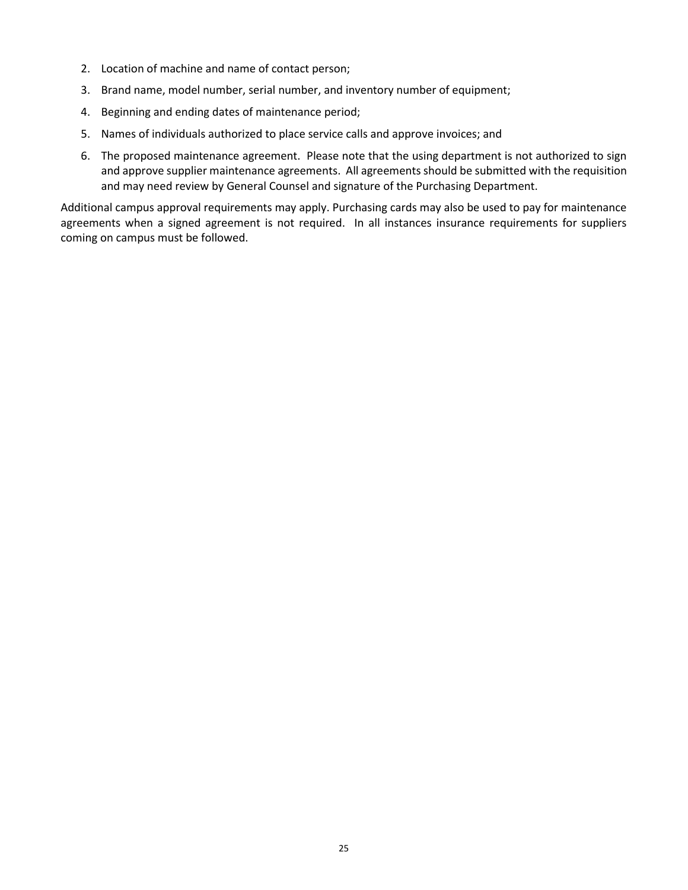2. Location of machine and name of contact person;
3. Brand name, model number, serial number, and inventory number of equipment;
4. Beginning and ending dates of maintenance period;
5. Names of individuals authorized to place service calls and approve invoices; and
6. The proposed maintenance agreement. Please note that the using department is not authorized to sign and approve supplier maintenance agreements. All agreements should be submitted with the requisition and may need review by General Counsel and signature of the Purchasing Department.

Additional campus approval requirements may apply. Purchasing cards may also be used to pay for maintenance agreements when a signed agreement is not required. In all instances insurance requirements for suppliers coming on campus must be followed.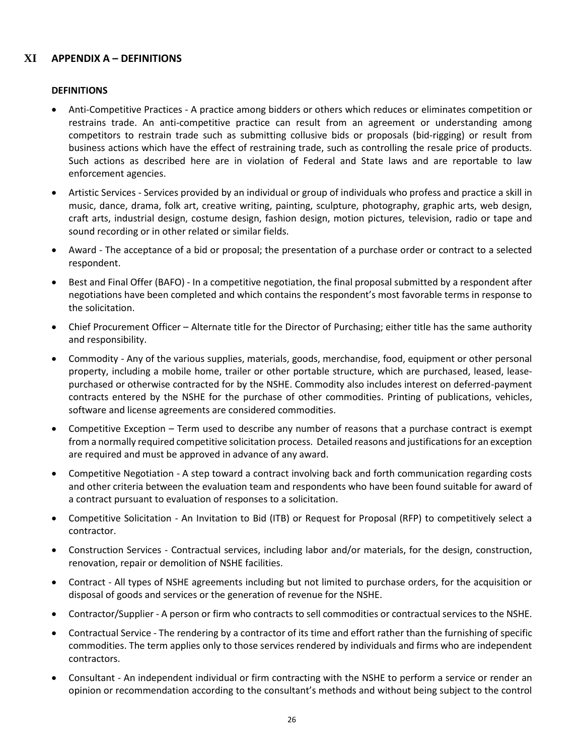# XI APPENDIX A – DEFINITIONS

**DEFINITIONS**

- Anti-Competitive Practices - A practice among bidders or others which reduces or eliminates competition or restrains trade. An anti-competitive practice can result from an agreement or understanding among competitors to restrain trade such as submitting collusive bids or proposals (bid-rigging) or result from business actions which have the effect of restraining trade, such as controlling the resale price of products. Such actions as described here are in violation of Federal and State laws and are reportable to law enforcement agencies.
- Artistic Services - Services provided by an individual or group of individuals who profess and practice a skill in music, dance, drama, folk art, creative writing, painting, sculpture, photography, graphic arts, web design, craft arts, industrial design, costume design, fashion design, motion pictures, television, radio or tape and sound recording or in other related or similar fields.
- Award - The acceptance of a bid or proposal; the presentation of a purchase order or contract to a selected respondent.
- Best and Final Offer (BAFO) - In a competitive negotiation, the final proposal submitted by a respondent after negotiations have been completed and which contains the respondent's most favorable terms in response to the solicitation.
- Chief Procurement Officer – Alternate title for the Director of Purchasing; either title has the same authority and responsibility.
- Commodity - Any of the various supplies, materials, goods, merchandise, food, equipment or other personal property, including a mobile home, trailer or other portable structure, which are purchased, leased, lease-purchased or otherwise contracted for by the NSHE. Commodity also includes interest on deferred-payment contracts entered by the NSHE for the purchase of other commodities. Printing of publications, vehicles, software and license agreements are considered commodities.
- Competitive Exception – Term used to describe any number of reasons that a purchase contract is exempt from a normally required competitive solicitation process. Detailed reasons and justifications for an exception are required and must be approved in advance of any award.
- Competitive Negotiation - A step toward a contract involving back and forth communication regarding costs and other criteria between the evaluation team and respondents who have been found suitable for award of a contract pursuant to evaluation of responses to a solicitation.
- Competitive Solicitation - An Invitation to Bid (ITB) or Request for Proposal (RFP) to competitively select a contractor.
- Construction Services - Contractual services, including labor and/or materials, for the design, construction, renovation, repair or demolition of NSHE facilities.
- Contract - All types of NSHE agreements including but not limited to purchase orders, for the acquisition or disposal of goods and services or the generation of revenue for the NSHE.
- Contractor/Supplier - A person or firm who contracts to sell commodities or contractual services to the NSHE.
- Contractual Service - The rendering by a contractor of its time and effort rather than the furnishing of specific commodities. The term applies only to those services rendered by individuals and firms who are independent contractors.
- Consultant - An independent individual or firm contracting with the NSHE to perform a service or render an opinion or recommendation according to the consultant's methods and without being subject to the control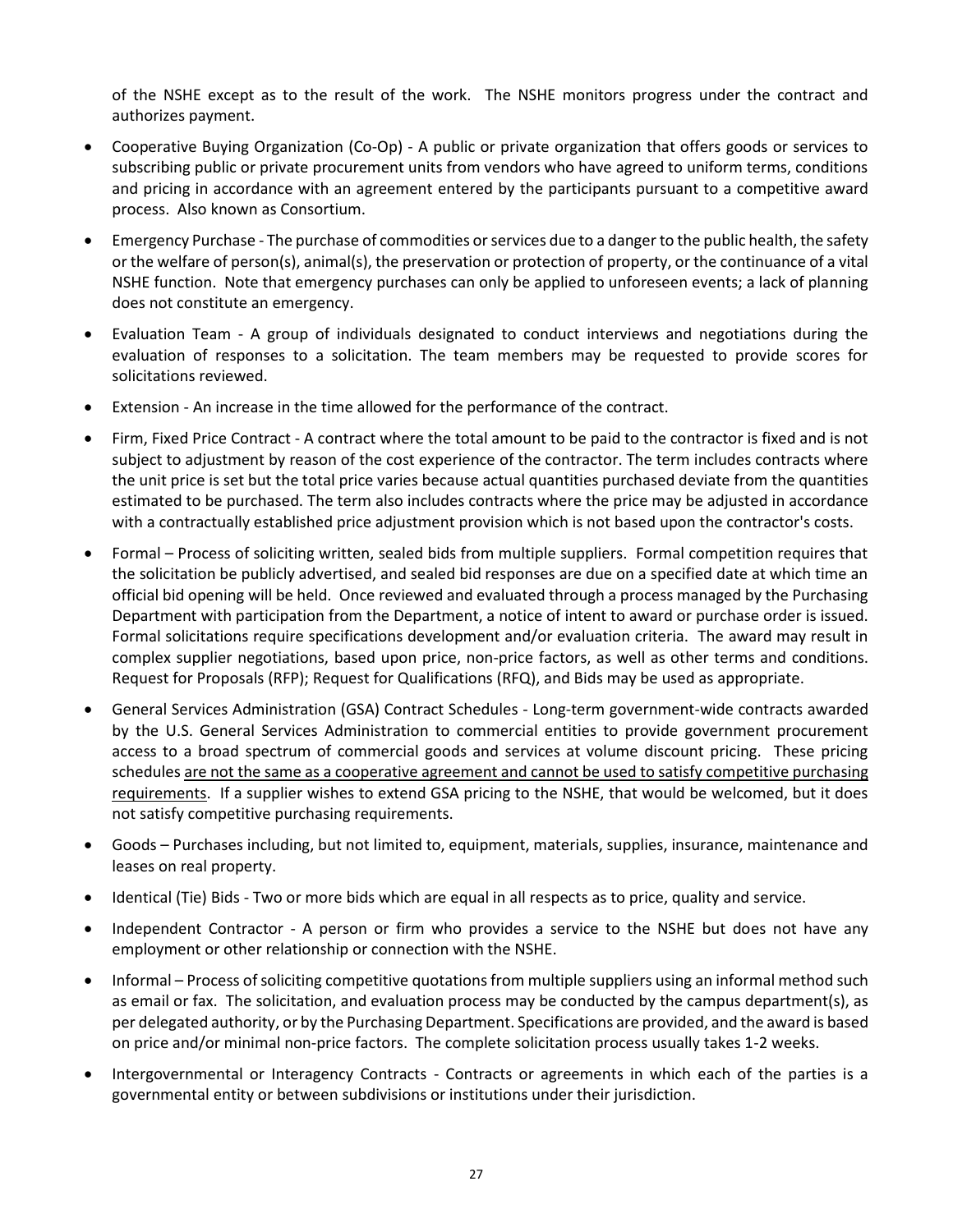of the NSHE except as to the result of the work. The NSHE monitors progress under the contract and authorizes payment.

- Cooperative Buying Organization (Co-Op) - A public or private organization that offers goods or services to subscribing public or private procurement units from vendors who have agreed to uniform terms, conditions and pricing in accordance with an agreement entered by the participants pursuant to a competitive award process. Also known as Consortium.
- Emergency Purchase - The purchase of commodities or services due to a danger to the public health, the safety or the welfare of person(s), animal(s), the preservation or protection of property, or the continuance of a vital NSHE function. Note that emergency purchases can only be applied to unforeseen events; a lack of planning does not constitute an emergency.
- Evaluation Team - A group of individuals designated to conduct interviews and negotiations during the evaluation of responses to a solicitation. The team members may be requested to provide scores for solicitations reviewed.
- Extension - An increase in the time allowed for the performance of the contract.
- Firm, Fixed Price Contract - A contract where the total amount to be paid to the contractor is fixed and is not subject to adjustment by reason of the cost experience of the contractor. The term includes contracts where the unit price is set but the total price varies because actual quantities purchased deviate from the quantities estimated to be purchased. The term also includes contracts where the price may be adjusted in accordance with a contractually established price adjustment provision which is not based upon the contractor's costs.
- Formal – Process of soliciting written, sealed bids from multiple suppliers. Formal competition requires that the solicitation be publicly advertised, and sealed bid responses are due on a specified date at which time an official bid opening will be held. Once reviewed and evaluated through a process managed by the Purchasing Department with participation from the Department, a notice of intent to award or purchase order is issued. Formal solicitations require specifications development and/or evaluation criteria. The award may result in complex supplier negotiations, based upon price, non-price factors, as well as other terms and conditions. Request for Proposals (RFP); Request for Qualifications (RFQ), and Bids may be used as appropriate.
- General Services Administration (GSA) Contract Schedules - Long-term government-wide contracts awarded by the U.S. General Services Administration to commercial entities to provide government procurement access to a broad spectrum of commercial goods and services at volume discount pricing. These pricing schedules <u>are not the same as a cooperative agreement and cannot be used to satisfy competitive purchasing requirements</u>. If a supplier wishes to extend GSA pricing to the NSHE, that would be welcomed, but it does not satisfy competitive purchasing requirements.
- Goods – Purchases including, but not limited to, equipment, materials, supplies, insurance, maintenance and leases on real property.
- Identical (Tie) Bids - Two or more bids which are equal in all respects as to price, quality and service.
- Independent Contractor - A person or firm who provides a service to the NSHE but does not have any employment or other relationship or connection with the NSHE.
- Informal – Process of soliciting competitive quotations from multiple suppliers using an informal method such as email or fax. The solicitation, and evaluation process may be conducted by the campus department(s), as per delegated authority, or by the Purchasing Department. Specifications are provided, and the award is based on price and/or minimal non-price factors. The complete solicitation process usually takes 1-2 weeks.
- Intergovernmental or Interagency Contracts - Contracts or agreements in which each of the parties is a governmental entity or between subdivisions or institutions under their jurisdiction.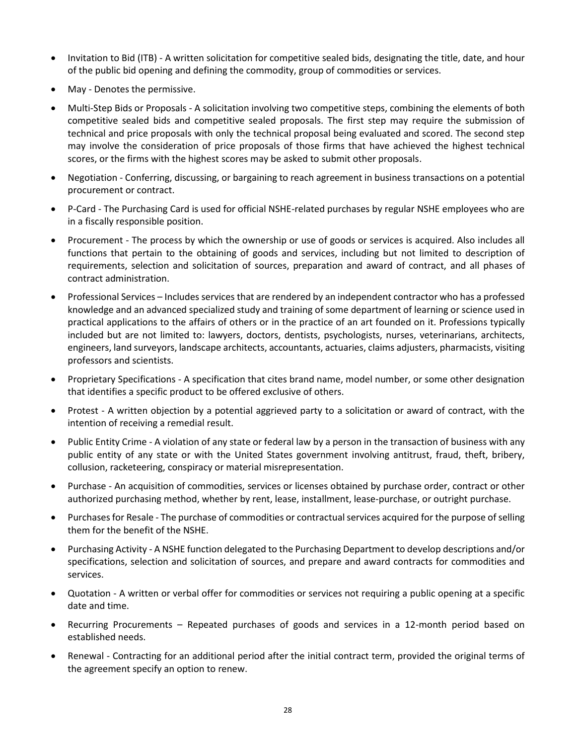- Invitation to Bid (ITB) - A written solicitation for competitive sealed bids, designating the title, date, and hour of the public bid opening and defining the commodity, group of commodities or services.
- May - Denotes the permissive.
- Multi-Step Bids or Proposals - A solicitation involving two competitive steps, combining the elements of both competitive sealed bids and competitive sealed proposals. The first step may require the submission of technical and price proposals with only the technical proposal being evaluated and scored. The second step may involve the consideration of price proposals of those firms that have achieved the highest technical scores, or the firms with the highest scores may be asked to submit other proposals.
- Negotiation - Conferring, discussing, or bargaining to reach agreement in business transactions on a potential procurement or contract.
- P-Card - The Purchasing Card is used for official NSHE-related purchases by regular NSHE employees who are in a fiscally responsible position.
- Procurement - The process by which the ownership or use of goods or services is acquired. Also includes all functions that pertain to the obtaining of goods and services, including but not limited to description of requirements, selection and solicitation of sources, preparation and award of contract, and all phases of contract administration.
- Professional Services – Includes services that are rendered by an independent contractor who has a professed knowledge and an advanced specialized study and training of some department of learning or science used in practical applications to the affairs of others or in the practice of an art founded on it. Professions typically included but are not limited to: lawyers, doctors, dentists, psychologists, nurses, veterinarians, architects, engineers, land surveyors, landscape architects, accountants, actuaries, claims adjusters, pharmacists, visiting professors and scientists.
- Proprietary Specifications - A specification that cites brand name, model number, or some other designation that identifies a specific product to be offered exclusive of others.
- Protest - A written objection by a potential aggrieved party to a solicitation or award of contract, with the intention of receiving a remedial result.
- Public Entity Crime - A violation of any state or federal law by a person in the transaction of business with any public entity of any state or with the United States government involving antitrust, fraud, theft, bribery, collusion, racketeering, conspiracy or material misrepresentation.
- Purchase - An acquisition of commodities, services or licenses obtained by purchase order, contract or other authorized purchasing method, whether by rent, lease, installment, lease-purchase, or outright purchase.
- Purchases for Resale - The purchase of commodities or contractual services acquired for the purpose of selling them for the benefit of the NSHE.
- Purchasing Activity - A NSHE function delegated to the Purchasing Department to develop descriptions and/or specifications, selection and solicitation of sources, and prepare and award contracts for commodities and services.
- Quotation - A written or verbal offer for commodities or services not requiring a public opening at a specific date and time.
- Recurring Procurements – Repeated purchases of goods and services in a 12-month period based on established needs.
- Renewal - Contracting for an additional period after the initial contract term, provided the original terms of the agreement specify an option to renew.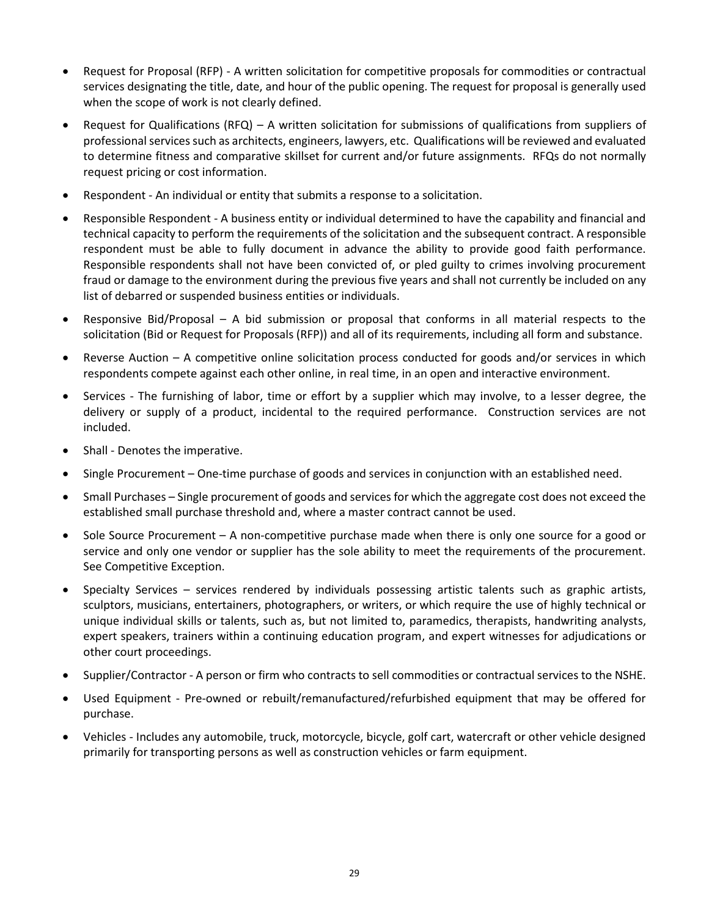- Request for Proposal (RFP) - A written solicitation for competitive proposals for commodities or contractual services designating the title, date, and hour of the public opening. The request for proposal is generally used when the scope of work is not clearly defined.
- Request for Qualifications (RFQ) – A written solicitation for submissions of qualifications from suppliers of professional services such as architects, engineers, lawyers, etc. Qualifications will be reviewed and evaluated to determine fitness and comparative skillset for current and/or future assignments. RFQs do not normally request pricing or cost information.
- Respondent - An individual or entity that submits a response to a solicitation.
- Responsible Respondent - A business entity or individual determined to have the capability and financial and technical capacity to perform the requirements of the solicitation and the subsequent contract. A responsible respondent must be able to fully document in advance the ability to provide good faith performance. Responsible respondents shall not have been convicted of, or pled guilty to crimes involving procurement fraud or damage to the environment during the previous five years and shall not currently be included on any list of debarred or suspended business entities or individuals.
- Responsive Bid/Proposal – A bid submission or proposal that conforms in all material respects to the solicitation (Bid or Request for Proposals (RFP)) and all of its requirements, including all form and substance.
- Reverse Auction – A competitive online solicitation process conducted for goods and/or services in which respondents compete against each other online, in real time, in an open and interactive environment.
- Services - The furnishing of labor, time or effort by a supplier which may involve, to a lesser degree, the delivery or supply of a product, incidental to the required performance. Construction services are not included.
- Shall - Denotes the imperative.
- Single Procurement – One-time purchase of goods and services in conjunction with an established need.
- Small Purchases – Single procurement of goods and services for which the aggregate cost does not exceed the established small purchase threshold and, where a master contract cannot be used.
- Sole Source Procurement – A non-competitive purchase made when there is only one source for a good or service and only one vendor or supplier has the sole ability to meet the requirements of the procurement. See Competitive Exception.
- Specialty Services – services rendered by individuals possessing artistic talents such as graphic artists, sculptors, musicians, entertainers, photographers, or writers, or which require the use of highly technical or unique individual skills or talents, such as, but not limited to, paramedics, therapists, handwriting analysts, expert speakers, trainers within a continuing education program, and expert witnesses for adjudications or other court proceedings.
- Supplier/Contractor - A person or firm who contracts to sell commodities or contractual services to the NSHE.
- Used Equipment - Pre-owned or rebuilt/remanufactured/refurbished equipment that may be offered for purchase.
- Vehicles - Includes any automobile, truck, motorcycle, bicycle, golf cart, watercraft or other vehicle designed primarily for transporting persons as well as construction vehicles or farm equipment.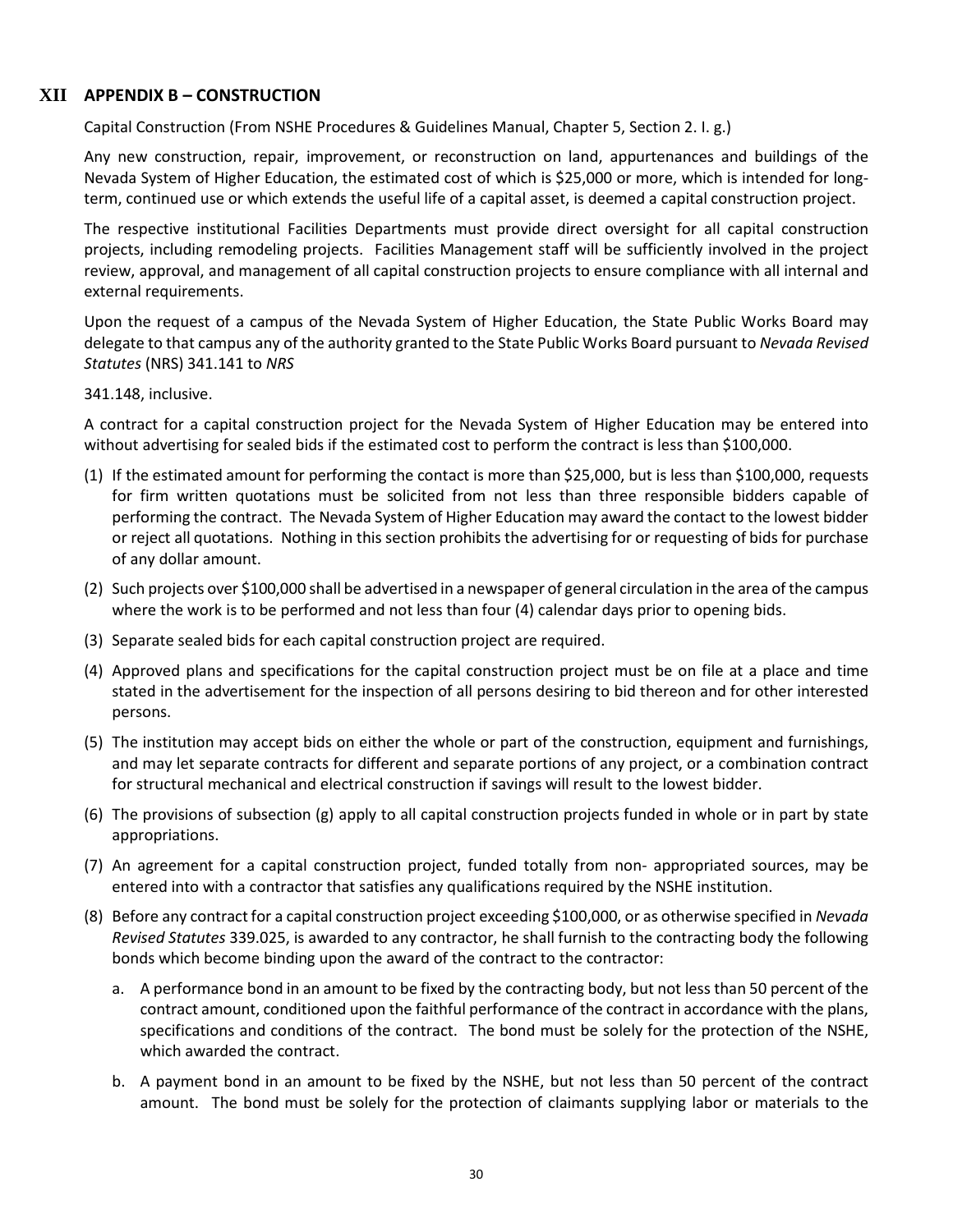## XII APPENDIX B – CONSTRUCTION

Capital Construction (From NSHE Procedures & Guidelines Manual, Chapter 5, Section 2. I. g.)

Any new construction, repair, improvement, or reconstruction on land, appurtenances and buildings of the Nevada System of Higher Education, the estimated cost of which is $25,000 or more, which is intended for long-term, continued use or which extends the useful life of a capital asset, is deemed a capital construction project.

The respective institutional Facilities Departments must provide direct oversight for all capital construction projects, including remodeling projects. Facilities Management staff will be sufficiently involved in the project review, approval, and management of all capital construction projects to ensure compliance with all internal and external requirements.

Upon the request of a campus of the Nevada System of Higher Education, the State Public Works Board may delegate to that campus any of the authority granted to the State Public Works Board pursuant to *Nevada Revised Statutes* (NRS) 341.141 to *NRS*

341.148, inclusive.

A contract for a capital construction project for the Nevada System of Higher Education may be entered into without advertising for sealed bids if the estimated cost to perform the contract is less than $100,000.

(1) If the estimated amount for performing the contact is more than $25,000, but is less than $100,000, requests for firm written quotations must be solicited from not less than three responsible bidders capable of performing the contract. The Nevada System of Higher Education may award the contact to the lowest bidder or reject all quotations. Nothing in this section prohibits the advertising for or requesting of bids for purchase of any dollar amount.

(2) Such projects over $100,000 shall be advertised in a newspaper of general circulation in the area of the campus where the work is to be performed and not less than four (4) calendar days prior to opening bids.

(3) Separate sealed bids for each capital construction project are required.

(4) Approved plans and specifications for the capital construction project must be on file at a place and time stated in the advertisement for the inspection of all persons desiring to bid thereon and for other interested persons.

(5) The institution may accept bids on either the whole or part of the construction, equipment and furnishings, and may let separate contracts for different and separate portions of any project, or a combination contract for structural mechanical and electrical construction if savings will result to the lowest bidder.

(6) The provisions of subsection (g) apply to all capital construction projects funded in whole or in part by state appropriations.

(7) An agreement for a capital construction project, funded totally from non- appropriated sources, may be entered into with a contractor that satisfies any qualifications required by the NSHE institution.

(8) Before any contract for a capital construction project exceeding $100,000, or as otherwise specified in *Nevada Revised Statutes* 339.025, is awarded to any contractor, he shall furnish to the contracting body the following bonds which become binding upon the award of the contract to the contractor:

   a. A performance bond in an amount to be fixed by the contracting body, but not less than 50 percent of the contract amount, conditioned upon the faithful performance of the contract in accordance with the plans, specifications and conditions of the contract. The bond must be solely for the protection of the NSHE, which awarded the contract.

   b. A payment bond in an amount to be fixed by the NSHE, but not less than 50 percent of the contract amount. The bond must be solely for the protection of claimants supplying labor or materials to the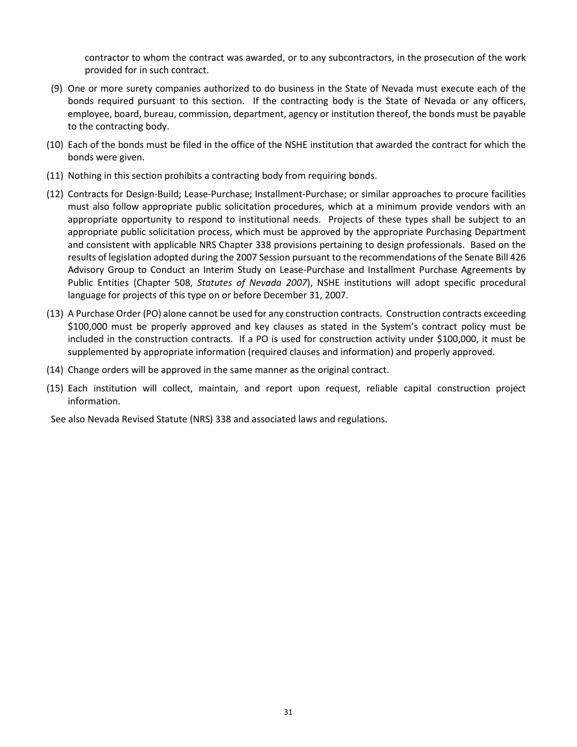contractor to whom the contract was awarded, or to any subcontractors, in the prosecution of the work provided for in such contract.

(9) One or more surety companies authorized to do business in the State of Nevada must execute each of the bonds required pursuant to this section. If the contracting body is the State of Nevada or any officers, employee, board, bureau, commission, department, agency or institution thereof, the bonds must be payable to the contracting body.

(10) Each of the bonds must be filed in the office of the NSHE institution that awarded the contract for which the bonds were given.

(11) Nothing in this section prohibits a contracting body from requiring bonds.

(12) Contracts for Design-Build; Lease-Purchase; Installment-Purchase; or similar approaches to procure facilities must also follow appropriate public solicitation procedures, which at a minimum provide vendors with an appropriate opportunity to respond to institutional needs. Projects of these types shall be subject to an appropriate public solicitation process, which must be approved by the appropriate Purchasing Department and consistent with applicable NRS Chapter 338 provisions pertaining to design professionals. Based on the results of legislation adopted during the 2007 Session pursuant to the recommendations of the Senate Bill 426 Advisory Group to Conduct an Interim Study on Lease-Purchase and Installment Purchase Agreements by Public Entities (Chapter 508, *Statutes of Nevada 2007*), NSHE institutions will adopt specific procedural language for projects of this type on or before December 31, 2007.

(13) A Purchase Order (PO) alone cannot be used for any construction contracts. Construction contracts exceeding $100,000 must be properly approved and key clauses as stated in the System's contract policy must be included in the construction contracts. If a PO is used for construction activity under $100,000, it must be supplemented by appropriate information (required clauses and information) and properly approved.

(14) Change orders will be approved in the same manner as the original contract.

(15) Each institution will collect, maintain, and report upon request, reliable capital construction project information.

See also Nevada Revised Statute (NRS) 338 and associated laws and regulations.